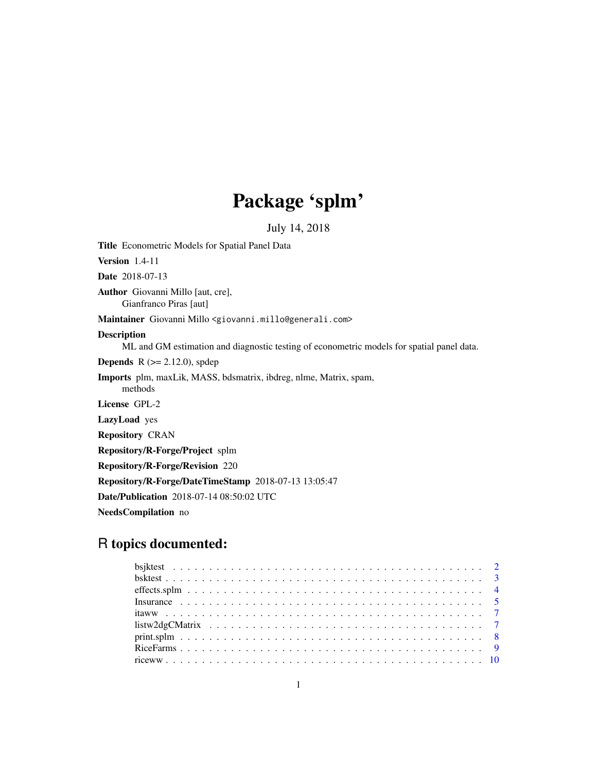# Package 'splm'

July 14, 2018

**Title** Econometric Models for Spatial Panel Data

**Version** 1.4-11

**Date** 2018-07-13

**Author** Giovanni Millo [aut, cre],
Gianfranco Piras [aut]

**Maintainer** Giovanni Millo <giovanni.millo@generali.com>

**Description**
ML and GM estimation and diagnostic testing of econometric models for spatial panel data.

**Depends** R (>= 2.12.0), spdep

**Imports** plm, maxLik, MASS, bdsmatrix, ibdreg, nlme, Matrix, spam, methods

**License** GPL-2

**LazyLoad** yes

**Repository** CRAN

**Repository/R-Forge/Project** splm

**Repository/R-Forge/Revision** 220

**Repository/R-Forge/DateTimeStamp** 2018-07-13 13:05:47

**Date/Publication** 2018-07-14 08:50:02 UTC

**NeedsCompilation** no

## R topics documented:

- bsjktest . . . . . . . . . . . . . . . . . . . . . . . . . . . . . . . . . . . . . . . . . 2
- bsktest . . . . . . . . . . . . . . . . . . . . . . . . . . . . . . . . . . . . . . . . . 3
- effects.splm . . . . . . . . . . . . . . . . . . . . . . . . . . . . . . . . . . . . . . . 4
- Insurance . . . . . . . . . . . . . . . . . . . . . . . . . . . . . . . . . . . . . . . . 5
- itaww . . . . . . . . . . . . . . . . . . . . . . . . . . . . . . . . . . . . . . . . . . 7
- listw2dgCMatrix . . . . . . . . . . . . . . . . . . . . . . . . . . . . . . . . . . . . 7
- print.splm . . . . . . . . . . . . . . . . . . . . . . . . . . . . . . . . . . . . . . . . 8
- RiceFarms . . . . . . . . . . . . . . . . . . . . . . . . . . . . . . . . . . . . . . . . 9
- riceww . . . . . . . . . . . . . . . . . . . . . . . . . . . . . . . . . . . . . . . . . . 10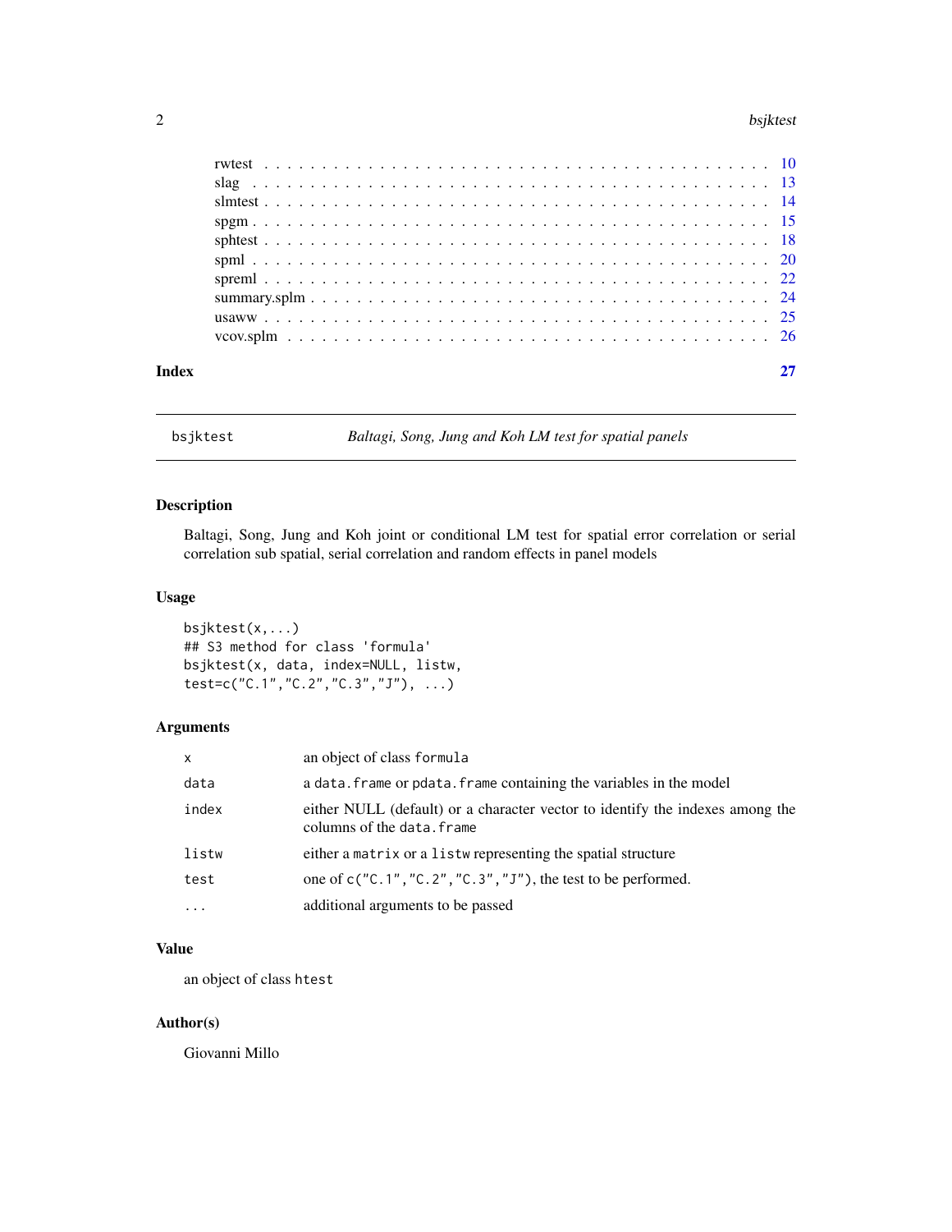| | |
|---|---|
| rwtest | 10 |
| slag | 13 |
| slmtest | 14 |
| spgm | 15 |
| sphtest | 18 |
| spml | 20 |
| spreml | 22 |
| summary.splm | 24 |
| usaww | 25 |
| vcov.splm | 26 |

**Index** **27**

---

`bsjktest` *Baltagi, Song, Jung and Koh LM test for spatial panels*

---

## Description

Baltagi, Song, Jung and Koh joint or conditional LM test for spatial error correlation or serial correlation sub spatial, serial correlation and random effects in panel models

## Usage

```
bsjktest(x,...)
## S3 method for class 'formula'
bsjktest(x, data, index=NULL, listw,
test=c("C.1","C.2","C.3","J"), ...)
```

## Arguments

| | |
|---|---|
| `x` | an object of class `formula` |
| `data` | a `data.frame` or `pdata.frame` containing the variables in the model |
| `index` | either NULL (default) or a character vector to identify the indexes among the columns of the `data.frame` |
| `listw` | either a `matrix` or a `listw` representing the spatial structure |
| `test` | one of `c("C.1","C.2","C.3","J")`, the test to be performed. |
| `...` | additional arguments to be passed |

## Value

an object of class `htest`

## Author(s)

Giovanni Millo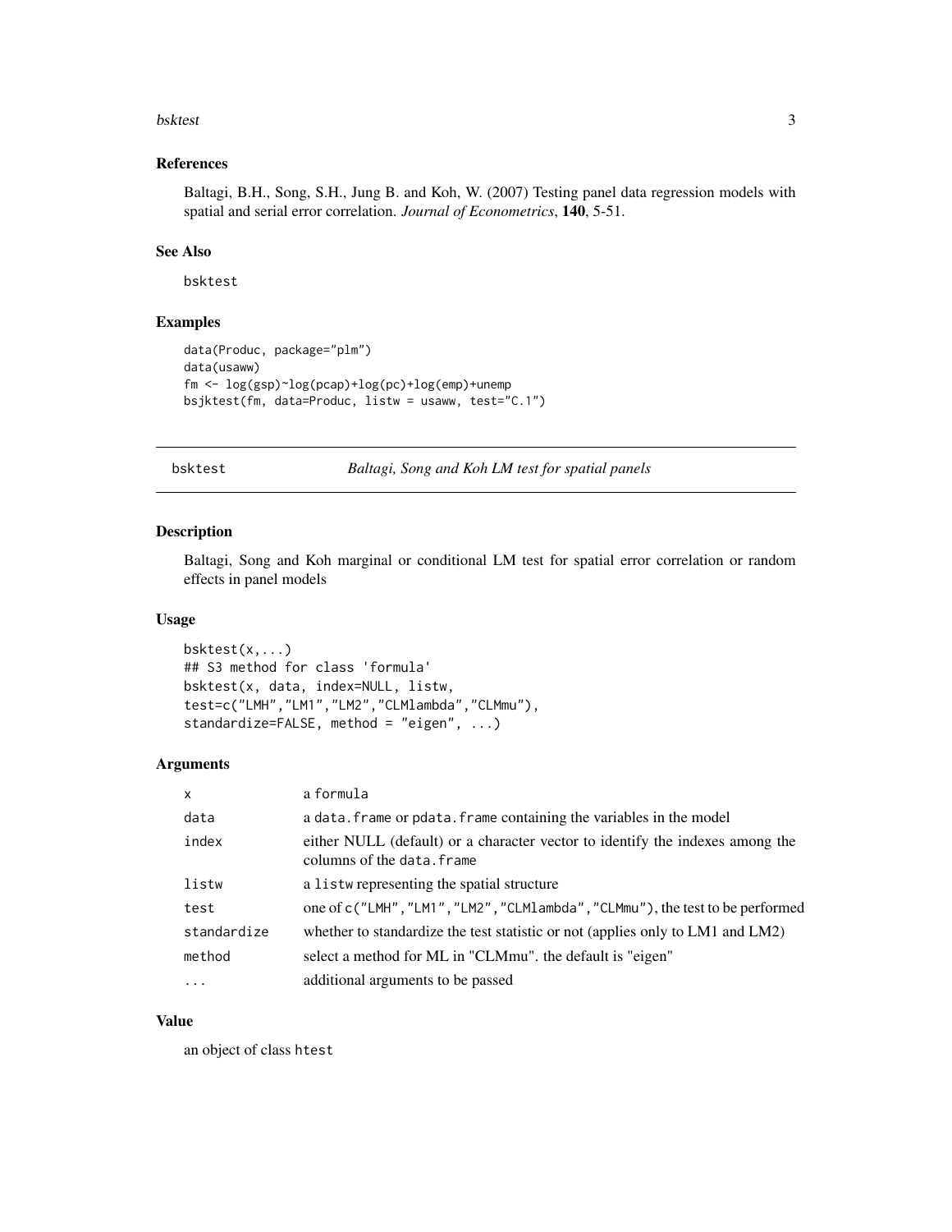### References

Baltagi, B.H., Song, S.H., Jung B. and Koh, W. (2007) Testing panel data regression models with spatial and serial error correlation. *Journal of Econometrics*, **140**, 5-51.

### See Also

bsktest

### Examples

```
data(Produc, package="plm")
data(usaww)
fm <- log(gsp)~log(pcap)+log(pc)+log(emp)+unemp
bsjktest(fm, data=Produc, listw = usaww, test="C.1")
```

---

## bsktest — *Baltagi, Song and Koh LM test for spatial panels*

### Description

Baltagi, Song and Koh marginal or conditional LM test for spatial error correlation or random effects in panel models

### Usage

```
bsktest(x,...)
## S3 method for class 'formula'
bsktest(x, data, index=NULL, listw,
test=c("LMH","LM1","LM2","CLMlambda","CLMmu"),
standardize=FALSE, method = "eigen", ...)
```

### Arguments

| | |
|---|---|
| x | a formula |
| data | a data.frame or pdata.frame containing the variables in the model |
| index | either NULL (default) or a character vector to identify the indexes among the columns of the data.frame |
| listw | a listw representing the spatial structure |
| test | one of c("LMH","LM1","LM2","CLMlambda","CLMmu"), the test to be performed |
| standardize | whether to standardize the test statistic or not (applies only to LM1 and LM2) |
| method | select a method for ML in "CLMmu". the default is "eigen" |
| ... | additional arguments to be passed |

### Value

an object of class htest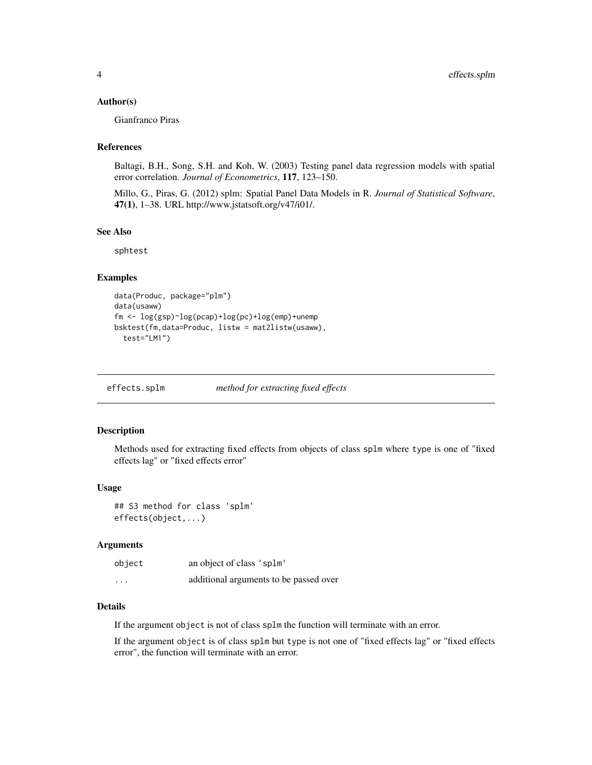## Author(s)

Gianfranco Piras

## References

Baltagi, B.H., Song, S.H. and Koh, W. (2003) Testing panel data regression models with spatial error correlation. *Journal of Econometrics*, **117**, 123–150.

Millo, G., Piras, G. (2012) splm: Spatial Panel Data Models in R. *Journal of Statistical Software*, **47(1)**, 1–38. URL http://www.jstatsoft.org/v47/i01/.

## See Also

sphtest

## Examples

```
data(Produc, package="plm")
data(usaww)
fm <- log(gsp)~log(pcap)+log(pc)+log(emp)+unemp
bsktest(fm,data=Produc, listw = mat2listw(usaww),
  test="LM1")
```

---

# effects.splm — *method for extracting fixed effects*

---

## Description

Methods used for extracting fixed effects from objects of class splm where type is one of "fixed effects lag" or "fixed effects error"

## Usage

```
## S3 method for class 'splm'
effects(object,...)
```

## Arguments

| | |
|---|---|
| object | an object of class 'splm' |
| ... | additional arguments to be passed over |

## Details

If the argument object is not of class splm the function will terminate with an error.

If the argument object is of class splm but type is not one of "fixed effects lag" or "fixed effects error", the function will terminate with an error.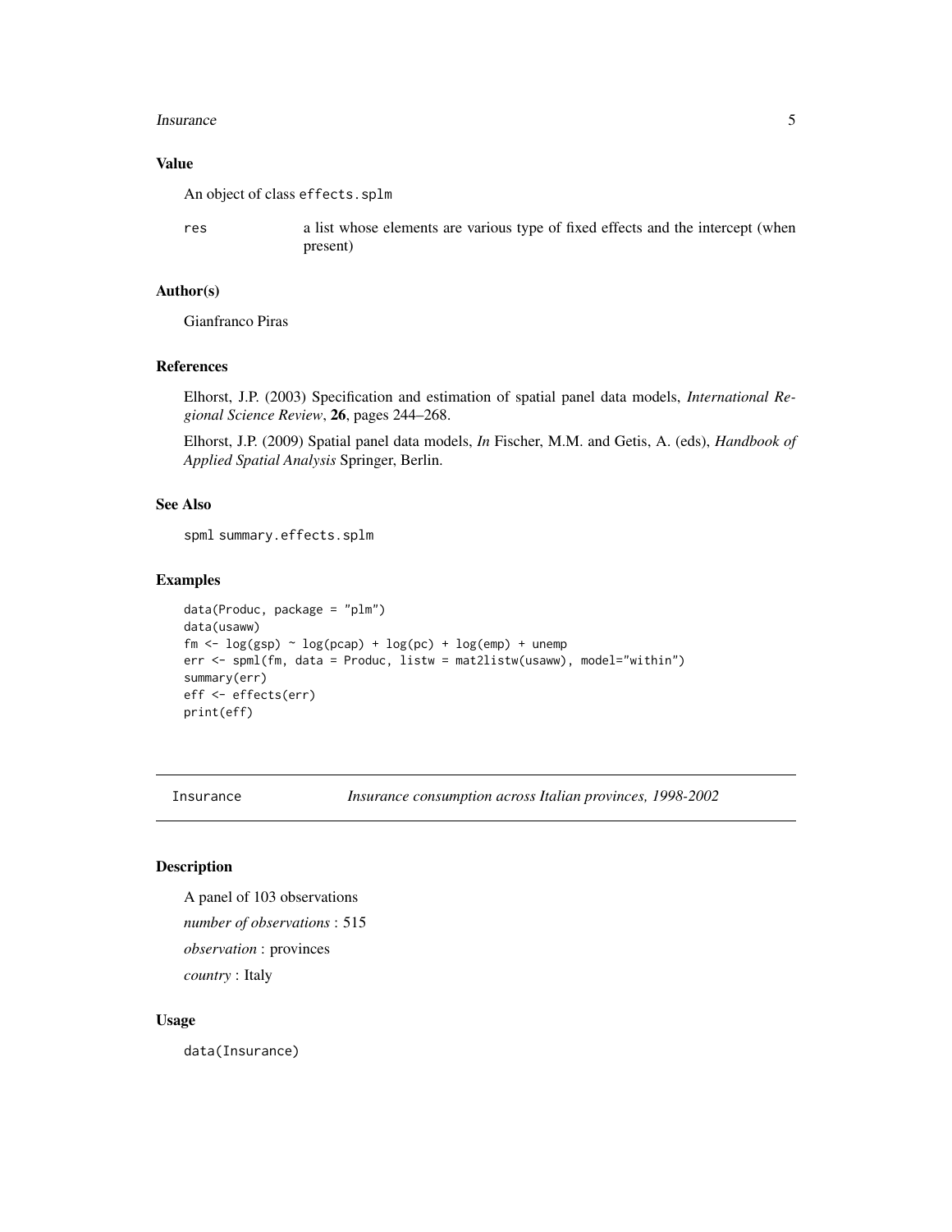### Value

An object of class `effects.splm`

| | |
|---|---|
| `res` | a list whose elements are various type of fixed effects and the intercept (when present) |

### Author(s)

Gianfranco Piras

### References

Elhorst, J.P. (2003) Specification and estimation of spatial panel data models, *International Regional Science Review*, **26**, pages 244–268.

Elhorst, J.P. (2009) Spatial panel data models, *In* Fischer, M.M. and Getis, A. (eds), *Handbook of Applied Spatial Analysis* Springer, Berlin.

### See Also

`spml` `summary.effects.splm`

### Examples

```
data(Produc, package = "plm")
data(usaww)
fm <- log(gsp) ~ log(pcap) + log(pc) + log(emp) + unemp
err <- spml(fm, data = Produc, listw = mat2listw(usaww), model="within")
summary(err)
eff <- effects(err)
print(eff)
```

---

## Insurance — *Insurance consumption across Italian provinces, 1998-2002*

### Description

A panel of 103 observations

*number of observations* : 515

*observation* : provinces

*country* : Italy

### Usage

```
data(Insurance)
```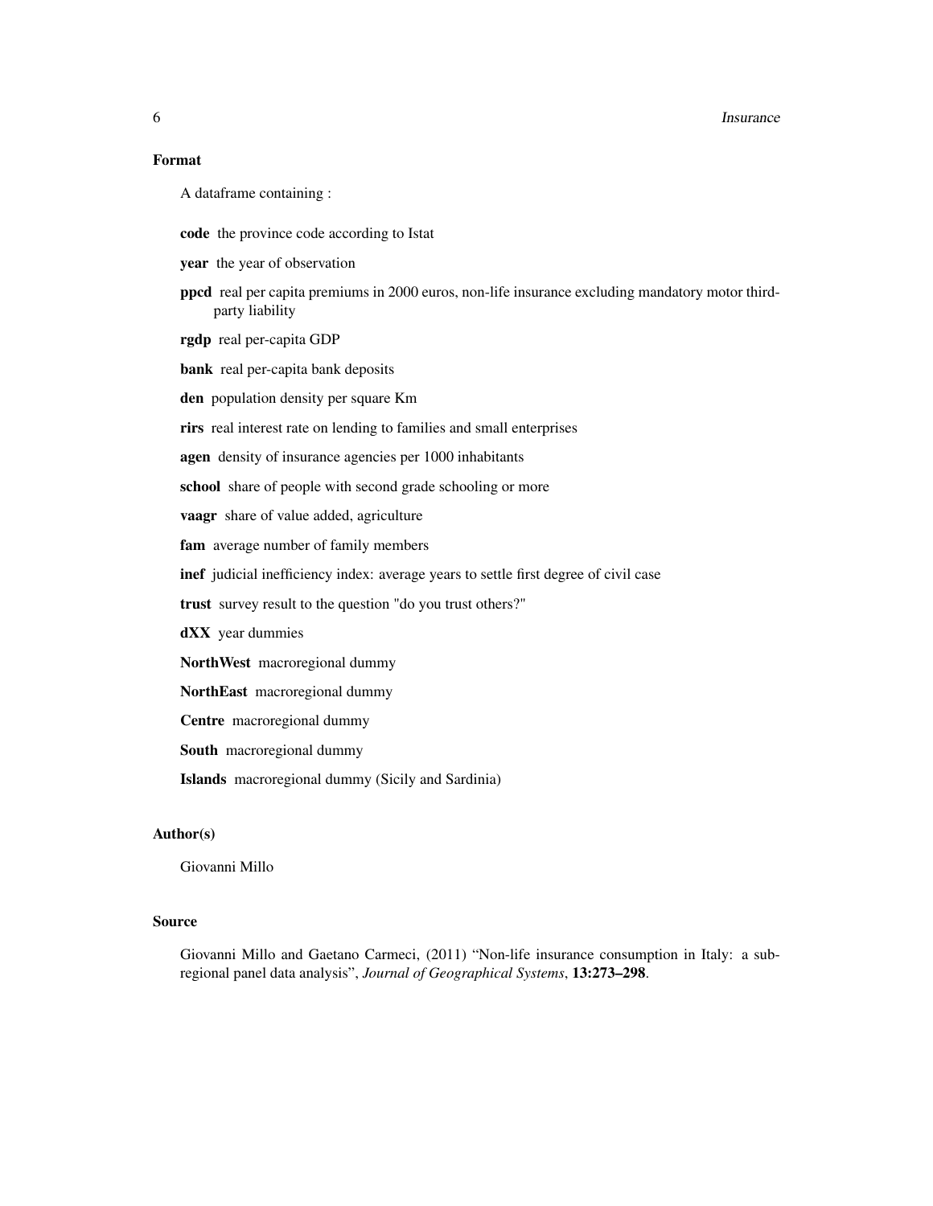### Format

A dataframe containing :

**code** the province code according to Istat

**year** the year of observation

**ppcd** real per capita premiums in 2000 euros, non-life insurance excluding mandatory motor third-party liability

**rgdp** real per-capita GDP

**bank** real per-capita bank deposits

**den** population density per square Km

**rirs** real interest rate on lending to families and small enterprises

**agen** density of insurance agencies per 1000 inhabitants

**school** share of people with second grade schooling or more

**vaagr** share of value added, agriculture

**fam** average number of family members

**inef** judicial inefficiency index: average years to settle first degree of civil case

**trust** survey result to the question "do you trust others?"

**dXX** year dummies

**NorthWest** macroregional dummy

**NorthEast** macroregional dummy

**Centre** macroregional dummy

**South** macroregional dummy

**Islands** macroregional dummy (Sicily and Sardinia)

### Author(s)

Giovanni Millo

### Source

Giovanni Millo and Gaetano Carmeci, (2011) "Non-life insurance consumption in Italy: a sub-regional panel data analysis", *Journal of Geographical Systems*, **13:273–298**.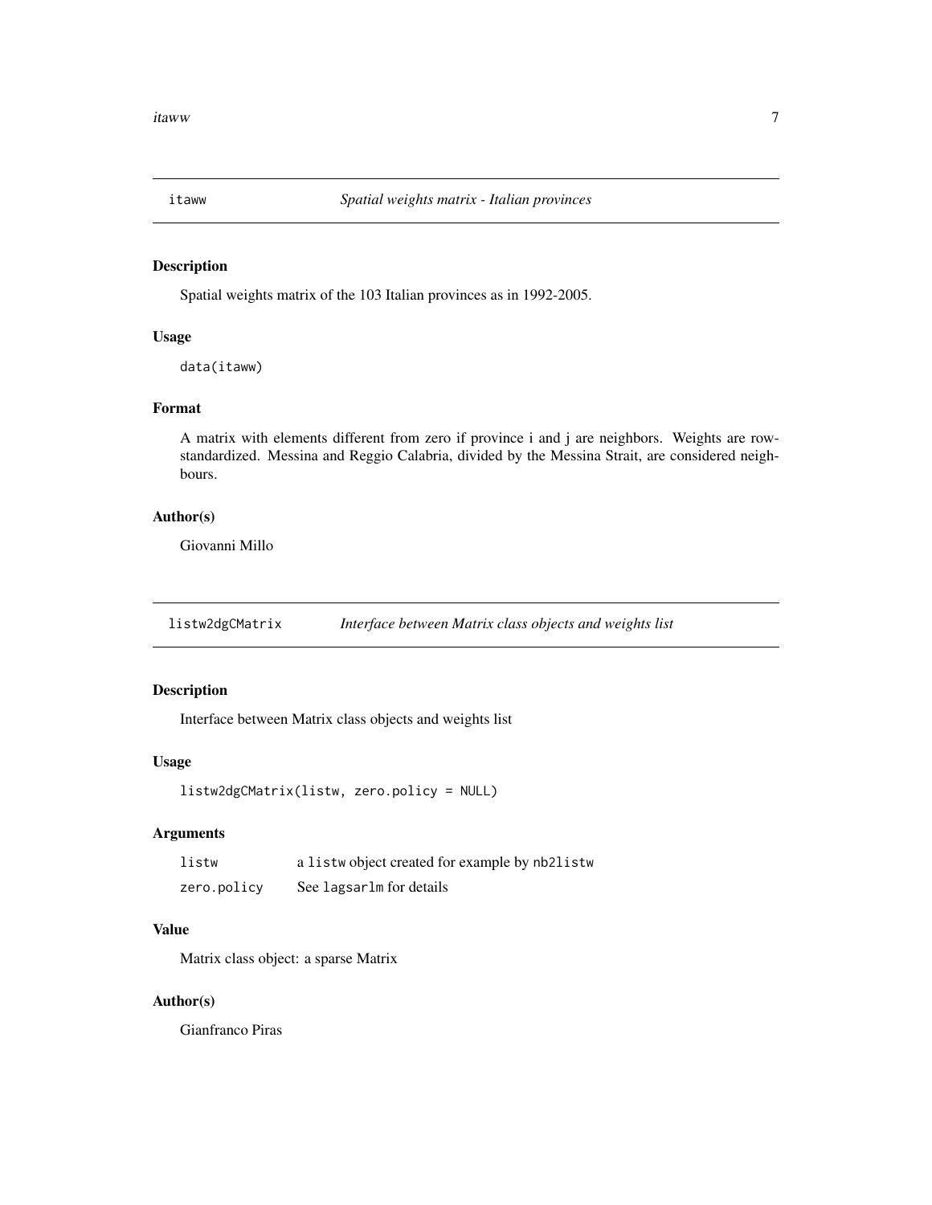## itaww *Spatial weights matrix - Italian provinces*

### Description

Spatial weights matrix of the 103 Italian provinces as in 1992-2005.

### Usage

```
data(itaww)
```

### Format

A matrix with elements different from zero if province i and j are neighbors. Weights are row-standardized. Messina and Reggio Calabria, divided by the Messina Strait, are considered neighbours.

### Author(s)

Giovanni Millo

## listw2dgCMatrix *Interface between Matrix class objects and weights list*

### Description

Interface between Matrix class objects and weights list

### Usage

```
listw2dgCMatrix(listw, zero.policy = NULL)
```

### Arguments

| | |
|---|---|
| `listw` | a `listw` object created for example by `nb2listw` |
| `zero.policy` | See `lagsarlm` for details |

### Value

Matrix class object: a sparse Matrix

### Author(s)

Gianfranco Piras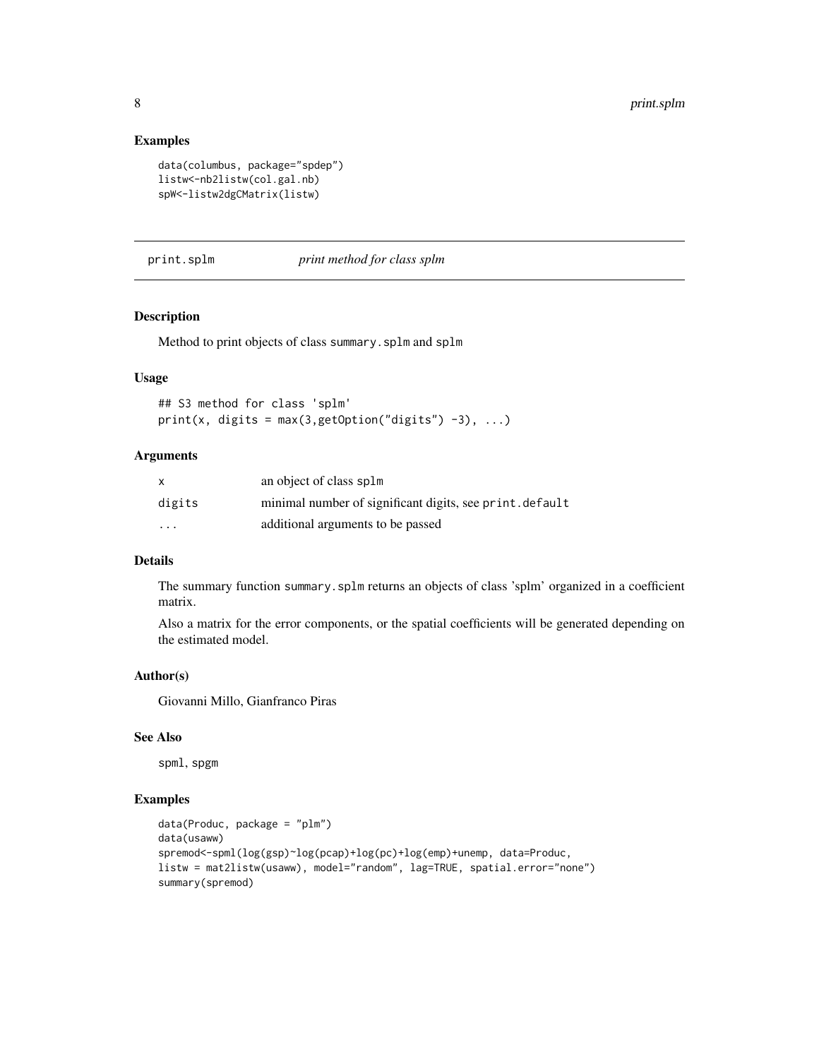## Examples

```
data(columbus, package="spdep")
listw<-nb2listw(col.gal.nb)
spW<-listw2dgCMatrix(listw)
```

---

# print.splm — *print method for class splm*

---

## Description

Method to print objects of class `summary.splm` and `splm`

## Usage

```
## S3 method for class 'splm'
print(x, digits = max(3,getOption("digits") -3), ...)
```

## Arguments

| | |
|---|---|
| x | an object of class splm |
| digits | minimal number of significant digits, see print.default |
| ... | additional arguments to be passed |

## Details

The summary function `summary.splm` returns an objects of class 'splm' organized in a coefficient matrix.

Also a matrix for the error components, or the spatial coefficients will be generated depending on the estimated model.

## Author(s)

Giovanni Millo, Gianfranco Piras

## See Also

`spml`, `spgm`

## Examples

```
data(Produc, package = "plm")
data(usaww)
spremod<-spml(log(gsp)~log(pcap)+log(pc)+log(emp)+unemp, data=Produc,
listw = mat2listw(usaww), model="random", lag=TRUE, spatial.error="none")
summary(spremod)
```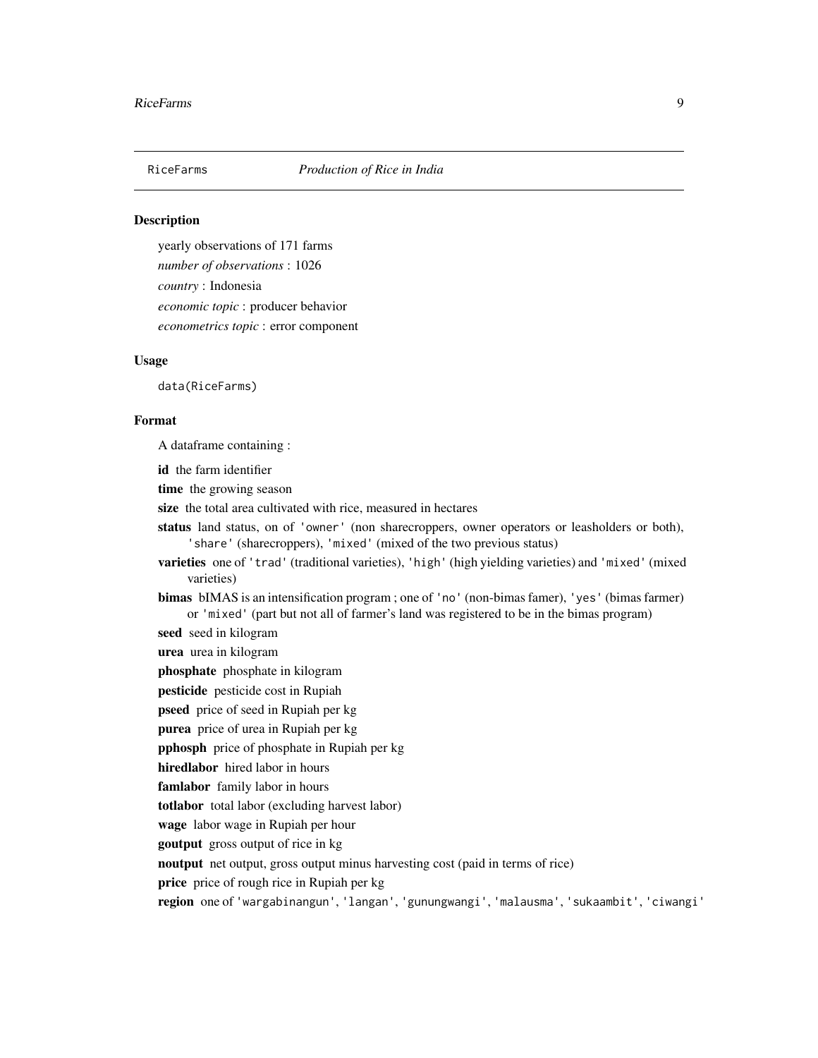RiceFarms *Production of Rice in India*

## Description

yearly observations of 171 farms

*number of observations* : 1026

*country* : Indonesia

*economic topic* : producer behavior

*econometrics topic* : error component

## Usage

```
data(RiceFarms)
```

## Format

A dataframe containing :

**id** the farm identifier

**time** the growing season

**size** the total area cultivated with rice, measured in hectares

**status** land status, on of 'owner' (non sharecroppers, owner operators or leasholders or both), 'share' (sharecroppers), 'mixed' (mixed of the two previous status)

**varieties** one of 'trad' (traditional varieties), 'high' (high yielding varieties) and 'mixed' (mixed varieties)

**bimas** bIMAS is an intensification program ; one of 'no' (non-bimas famer), 'yes' (bimas farmer) or 'mixed' (part but not all of farmer's land was registered to be in the bimas program)

**seed** seed in kilogram

**urea** urea in kilogram

**phosphate** phosphate in kilogram

**pesticide** pesticide cost in Rupiah

**pseed** price of seed in Rupiah per kg

**purea** price of urea in Rupiah per kg

**pphosph** price of phosphate in Rupiah per kg

**hiredlabor** hired labor in hours

**famlabor** family labor in hours

**totlabor** total labor (excluding harvest labor)

**wage** labor wage in Rupiah per hour

**goutput** gross output of rice in kg

**noutput** net output, gross output minus harvesting cost (paid in terms of rice)

**price** price of rough rice in Rupiah per kg

**region** one of 'wargabinangun', 'langan', 'gunungwangi', 'malausma', 'sukaambit', 'ciwangi'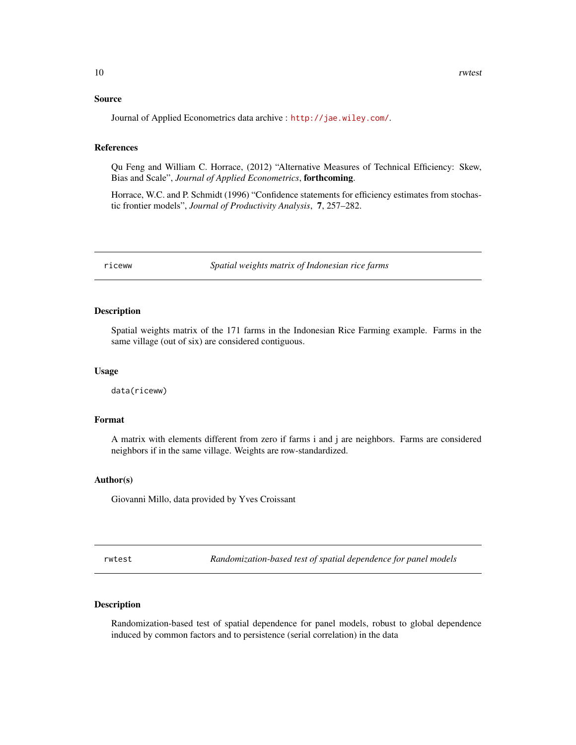### Source

Journal of Applied Econometrics data archive : http://jae.wiley.com/.

### References

Qu Feng and William C. Horrace, (2012) "Alternative Measures of Technical Efficiency: Skew, Bias and Scale", *Journal of Applied Econometrics*, **forthcoming**.

Horrace, W.C. and P. Schmidt (1996) "Confidence statements for efficiency estimates from stochastic frontier models", *Journal of Productivity Analysis*, **7**, 257–282.

---

## riceww — *Spatial weights matrix of Indonesian rice farms*

### Description

Spatial weights matrix of the 171 farms in the Indonesian Rice Farming example. Farms in the same village (out of six) are considered contiguous.

### Usage

```
data(riceww)
```

### Format

A matrix with elements different from zero if farms i and j are neighbors. Farms are considered neighbors if in the same village. Weights are row-standardized.

### Author(s)

Giovanni Millo, data provided by Yves Croissant

---

## rwtest — *Randomization-based test of spatial dependence for panel models*

### Description

Randomization-based test of spatial dependence for panel models, robust to global dependence induced by common factors and to persistence (serial correlation) in the data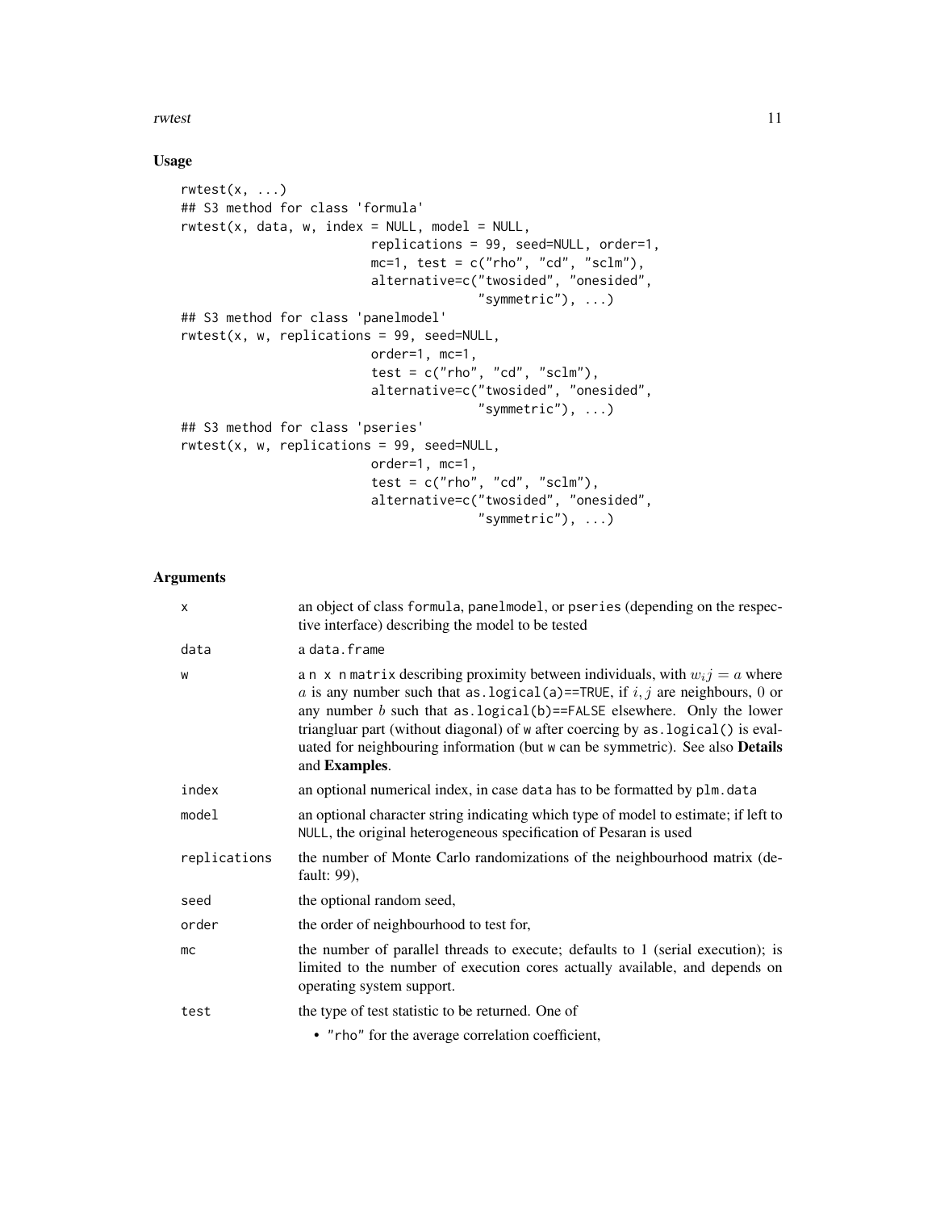## Usage

```
rwtest(x, ...)
## S3 method for class 'formula'
rwtest(x, data, w, index = NULL, model = NULL,
                        replications = 99, seed=NULL, order=1,
                        mc=1, test = c("rho", "cd", "sclm"),
                        alternative=c("twosided", "onesided",
                                      "symmetric"), ...)
## S3 method for class 'panelmodel'
rwtest(x, w, replications = 99, seed=NULL,
                        order=1, mc=1,
                        test = c("rho", "cd", "sclm"),
                        alternative=c("twosided", "onesided",
                                      "symmetric"), ...)
## S3 method for class 'pseries'
rwtest(x, w, replications = 99, seed=NULL,
                        order=1, mc=1,
                        test = c("rho", "cd", "sclm"),
                        alternative=c("twosided", "onesided",
                                      "symmetric"), ...)
```

## Arguments

| | |
|---|---|
| x | an object of class formula, panelmodel, or pseries (depending on the respective interface) describing the model to be tested |
| data | a data.frame |
| w | a n x n matrix describing proximity between individuals, with $w_i j = a$ where $a$ is any number such that as.logical(a)==TRUE, if $i, j$ are neighbours, 0 or any number $b$ such that as.logical(b)==FALSE elsewhere. Only the lower triangluar part (without diagonal) of w after coercing by as.logical() is evaluated for neighbouring information (but w can be symmetric). See also **Details** and **Examples**. |
| index | an optional numerical index, in case data has to be formatted by plm.data |
| model | an optional character string indicating which type of model to estimate; if left to NULL, the original heterogeneous specification of Pesaran is used |
| replications | the number of Monte Carlo randomizations of the neighbourhood matrix (default: 99), |
| seed | the optional random seed, |
| order | the order of neighbourhood to test for, |
| mc | the number of parallel threads to execute; defaults to 1 (serial execution); is limited to the number of execution cores actually available, and depends on operating system support. |
| test | the type of test statistic to be returned. One of<br>• "rho" for the average correlation coefficient, |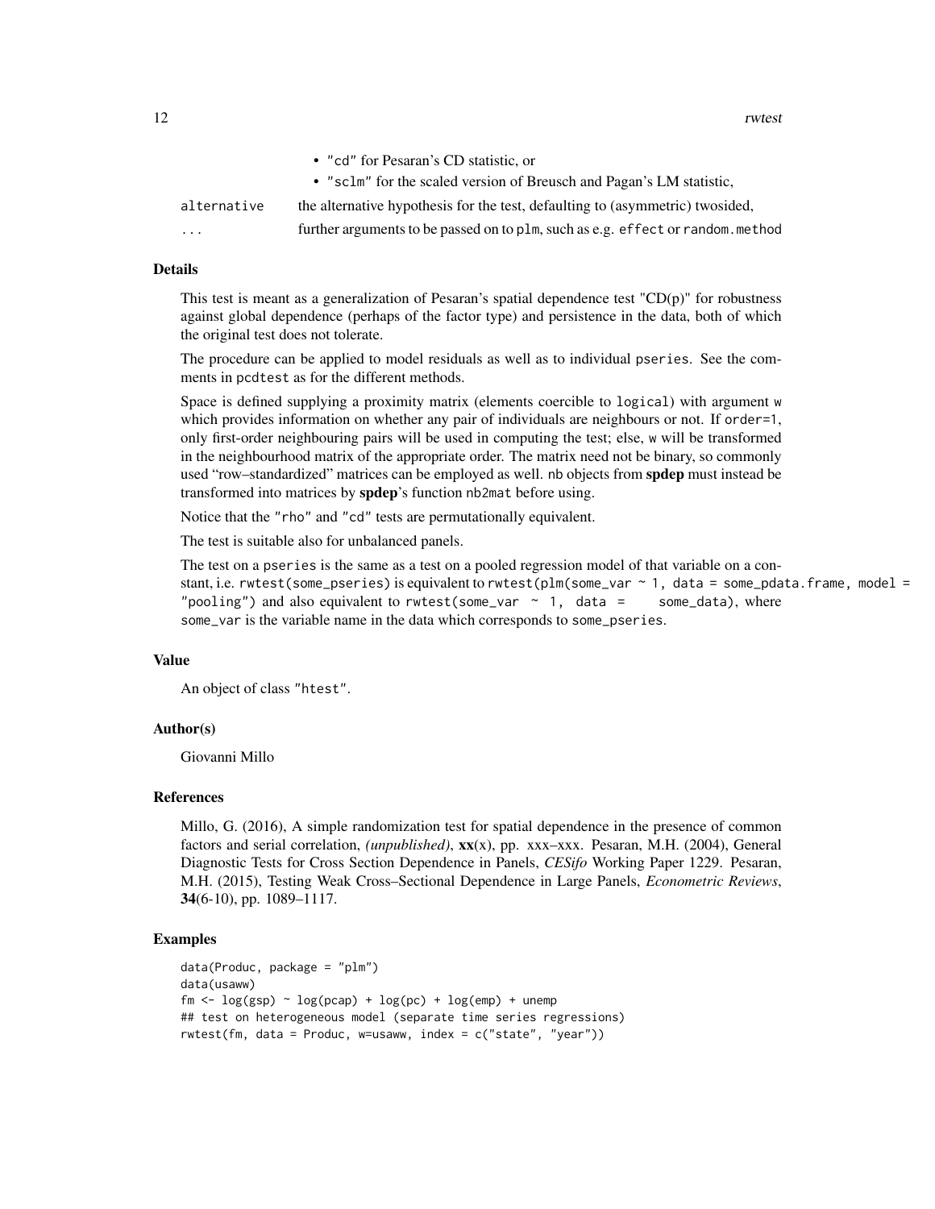- "cd" for Pesaran's CD statistic, or
- "sclm" for the scaled version of Breusch and Pagan's LM statistic,

alternative
: the alternative hypothesis for the test, defaulting to (asymmetric) twosided,

...
: further arguments to be passed on to plm, such as e.g. effect or random.method

### Details

This test is meant as a generalization of Pesaran's spatial dependence test "CD(p)" for robustness against global dependence (perhaps of the factor type) and persistence in the data, both of which the original test does not tolerate.

The procedure can be applied to model residuals as well as to individual pseries. See the comments in pcdtest as for the different methods.

Space is defined supplying a proximity matrix (elements coercible to logical) with argument w which provides information on whether any pair of individuals are neighbours or not. If order=1, only first-order neighbouring pairs will be used in computing the test; else, w will be transformed in the neighbourhood matrix of the appropriate order. The matrix need not be binary, so commonly used "row–standardized" matrices can be employed as well. nb objects from **spdep** must instead be transformed into matrices by **spdep**'s function nb2mat before using.

Notice that the "rho" and "cd" tests are permutationally equivalent.

The test is suitable also for unbalanced panels.

The test on a pseries is the same as a test on a pooled regression model of that variable on a constant, i.e. rwtest(some_pseries) is equivalent to rwtest(plm(some_var ~ 1, data = some_pdata.frame, model = "pooling") and also equivalent to rwtest(some_var ~ 1, data = some_data), where some_var is the variable name in the data which corresponds to some_pseries.

### Value

An object of class "htest".

### Author(s)

Giovanni Millo

### References

Millo, G. (2016), A simple randomization test for spatial dependence in the presence of common factors and serial correlation, *(unpublished)*, **xx**(x), pp. xxx–xxx. Pesaran, M.H. (2004), General Diagnostic Tests for Cross Section Dependence in Panels, *CESifo* Working Paper 1229. Pesaran, M.H. (2015), Testing Weak Cross–Sectional Dependence in Large Panels, *Econometric Reviews*, **34**(6-10), pp. 1089–1117.

### Examples

```
data(Produc, package = "plm")
data(usaww)
fm <- log(gsp) ~ log(pcap) + log(pc) + log(emp) + unemp
## test on heterogeneous model (separate time series regressions)
rwtest(fm, data = Produc, w=usaww, index = c("state", "year"))
```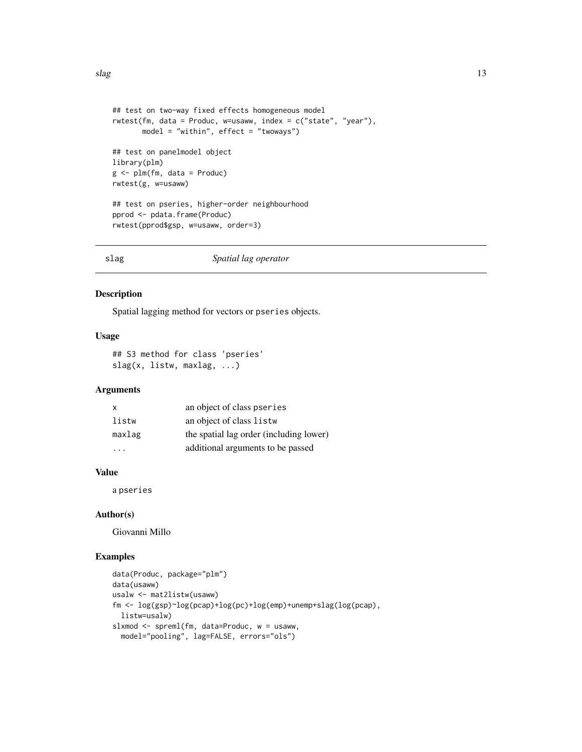```
## test on two-way fixed effects homogeneous model
rwtest(fm, data = Produc, w=usaww, index = c("state", "year"),
       model = "within", effect = "twoways")

## test on panelmodel object
library(plm)
g <- plm(fm, data = Produc)
rwtest(g, w=usaww)

## test on pseries, higher-order neighbourhood
pprod <- pdata.frame(Produc)
rwtest(pprod$gsp, w=usaww, order=3)
```

## slag — *Spatial lag operator*

### Description

Spatial lagging method for vectors or pseries objects.

### Usage

```
## S3 method for class 'pseries'
slag(x, listw, maxlag, ...)
```

### Arguments

| | |
|---|---|
| x | an object of class pseries |
| listw | an object of class listw |
| maxlag | the spatial lag order (including lower) |
| ... | additional arguments to be passed |

### Value

a pseries

### Author(s)

Giovanni Millo

### Examples

```
data(Produc, package="plm")
data(usaww)
usalw <- mat2listw(usaww)
fm <- log(gsp)~log(pcap)+log(pc)+log(emp)+unemp+slag(log(pcap),
  listw=usalw)
slxmod <- spreml(fm, data=Produc, w = usaww,
  model="pooling", lag=FALSE, errors="ols")
```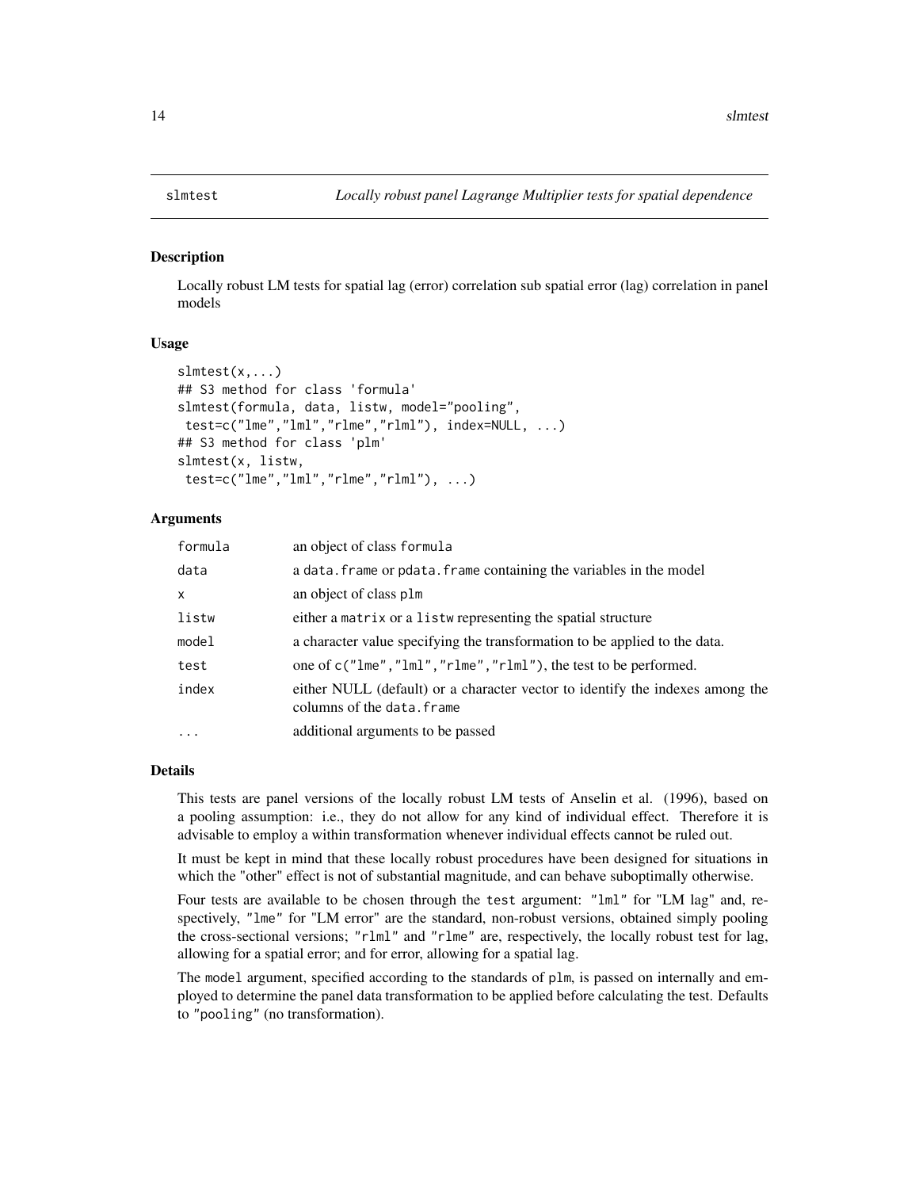slmtest *Locally robust panel Lagrange Multiplier tests for spatial dependence*

## Description

Locally robust LM tests for spatial lag (error) correlation sub spatial error (lag) correlation in panel models

## Usage

```
slmtest(x,...)
## S3 method for class 'formula'
slmtest(formula, data, listw, model="pooling",
 test=c("lme","lml","rlme","rlml"), index=NULL, ...)
## S3 method for class 'plm'
slmtest(x, listw,
 test=c("lme","lml","rlme","rlml"), ...)
```

## Arguments

| | |
|---|---|
| `formula` | an object of class `formula` |
| `data` | a `data.frame` or `pdata.frame` containing the variables in the model |
| `x` | an object of class `plm` |
| `listw` | either a `matrix` or a `listw` representing the spatial structure |
| `model` | a character value specifying the transformation to be applied to the data. |
| `test` | one of `c("lme","lml","rlme","rlml")`, the test to be performed. |
| `index` | either NULL (default) or a character vector to identify the indexes among the columns of the `data.frame` |
| `...` | additional arguments to be passed |

## Details

This tests are panel versions of the locally robust LM tests of Anselin et al. (1996), based on a pooling assumption: i.e., they do not allow for any kind of individual effect. Therefore it is advisable to employ a within transformation whenever individual effects cannot be ruled out.

It must be kept in mind that these locally robust procedures have been designed for situations in which the "other" effect is not of substantial magnitude, and can behave suboptimally otherwise.

Four tests are available to be chosen through the `test` argument: `"lml"` for "LM lag" and, respectively, `"lme"` for "LM error" are the standard, non-robust versions, obtained simply pooling the cross-sectional versions; `"rlml"` and `"rlme"` are, respectively, the locally robust test for lag, allowing for a spatial error; and for error, allowing for a spatial lag.

The `model` argument, specified according to the standards of `plm`, is passed on internally and employed to determine the panel data transformation to be applied before calculating the test. Defaults to `"pooling"` (no transformation).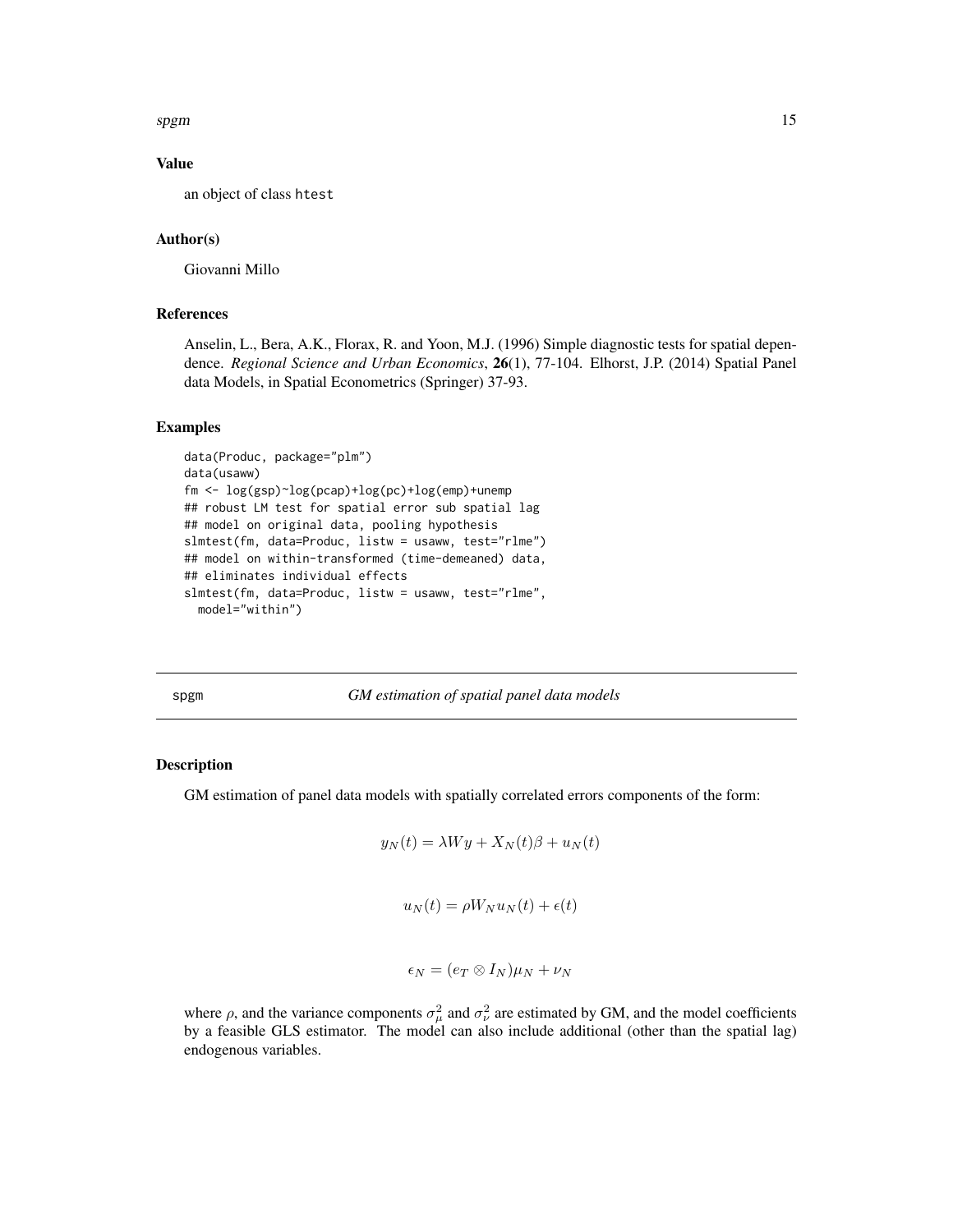### Value

an object of class htest

### Author(s)

Giovanni Millo

### References

Anselin, L., Bera, A.K., Florax, R. and Yoon, M.J. (1996) Simple diagnostic tests for spatial dependence. *Regional Science and Urban Economics*, **26**(1), 77-104. Elhorst, J.P. (2014) Spatial Panel data Models, in Spatial Econometrics (Springer) 37-93.

### Examples

```
data(Produc, package="plm")
data(usaww)
fm <- log(gsp)~log(pcap)+log(pc)+log(emp)+unemp
## robust LM test for spatial error sub spatial lag
## model on original data, pooling hypothesis
slmtest(fm, data=Produc, listw = usaww, test="rlme")
## model on within-transformed (time-demeaned) data,
## eliminates individual effects
slmtest(fm, data=Produc, listw = usaww, test="rlme",
  model="within")
```

---

## spgm — *GM estimation of spatial panel data models*

### Description

GM estimation of panel data models with spatially correlated errors components of the form:

$$y_N(t) = \lambda W y + X_N(t)\beta + u_N(t)$$

$$u_N(t) = \rho W_N u_N(t) + \epsilon(t)$$

$$\epsilon_N = (e_T \otimes I_N)\mu_N + \nu_N$$

where $\rho$, and the variance components $\sigma^2_\mu$ and $\sigma^2_\nu$ are estimated by GM, and the model coefficients by a feasible GLS estimator. The model can also include additional (other than the spatial lag) endogenous variables.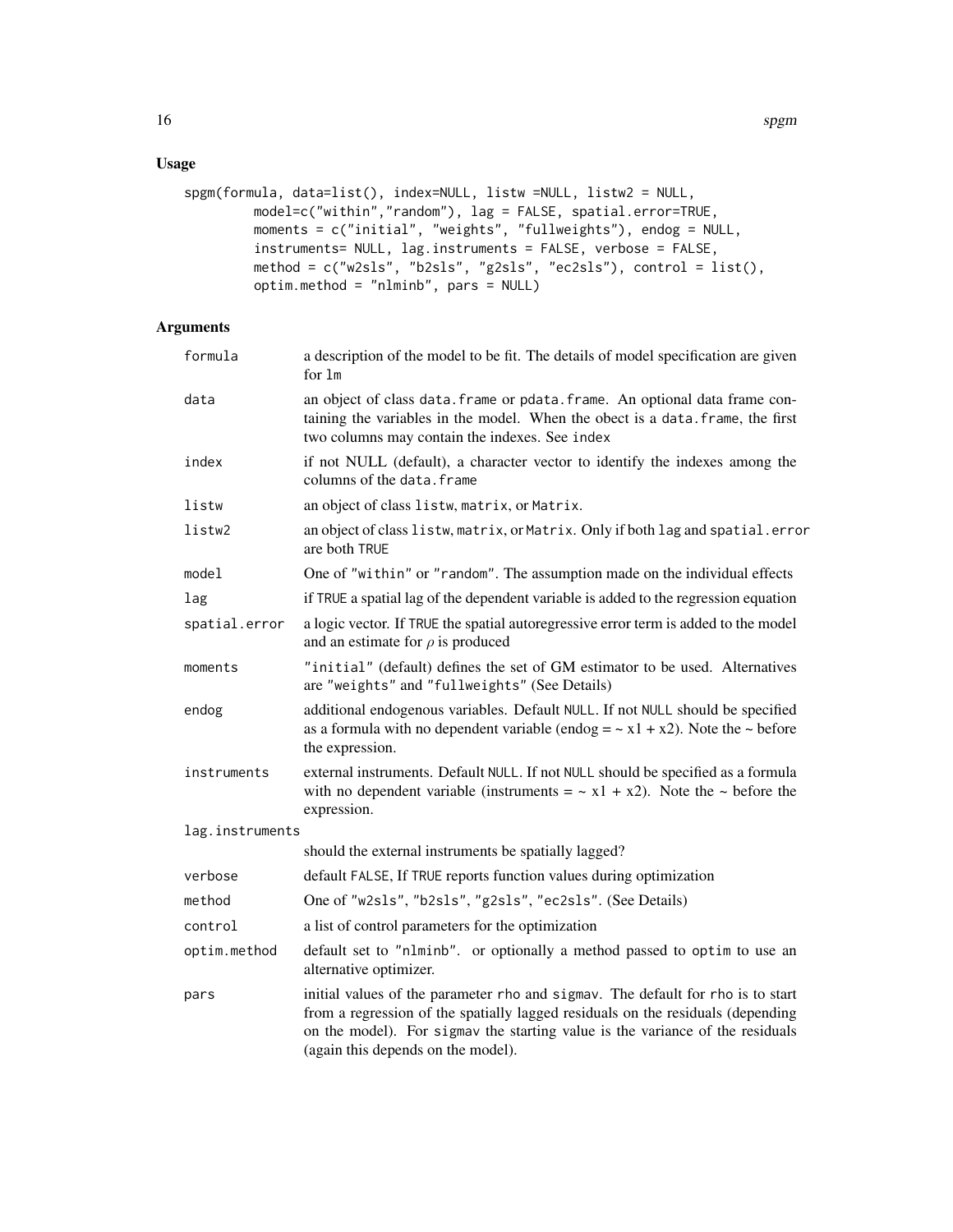## Usage

```
spgm(formula, data=list(), index=NULL, listw =NULL, listw2 = NULL,
        model=c("within","random"), lag = FALSE, spatial.error=TRUE,
        moments = c("initial", "weights", "fullweights"), endog = NULL,
        instruments= NULL, lag.instruments = FALSE, verbose = FALSE,
        method = c("w2sls", "b2sls", "g2sls", "ec2sls"), control = list(),
        optim.method = "nlminb", pars = NULL)
```

## Arguments

| | |
|---|---|
| formula | a description of the model to be fit. The details of model specification are given for lm |
| data | an object of class data.frame or pdata.frame. An optional data frame containing the variables in the model. When the obect is a data.frame, the first two columns may contain the indexes. See index |
| index | if not NULL (default), a character vector to identify the indexes among the columns of the data.frame |
| listw | an object of class listw, matrix, or Matrix. |
| listw2 | an object of class listw, matrix, or Matrix. Only if both lag and spatial.error are both TRUE |
| model | One of "within" or "random". The assumption made on the individual effects |
| lag | if TRUE a spatial lag of the dependent variable is added to the regression equation |
| spatial.error | a logic vector. If TRUE the spatial autoregressive error term is added to the model and an estimate for $\rho$ is produced |
| moments | "initial" (default) defines the set of GM estimator to be used. Alternatives are "weights" and "fullweights" (See Details) |
| endog | additional endogenous variables. Default NULL. If not NULL should be specified as a formula with no dependent variable (endog = ~ x1 + x2). Note the ~ before the expression. |
| instruments | external instruments. Default NULL. If not NULL should be specified as a formula with no dependent variable (instruments = ~ x1 + x2). Note the ~ before the expression. |
| lag.instruments | should the external instruments be spatially lagged? |
| verbose | default FALSE, If TRUE reports function values during optimization |
| method | One of "w2sls", "b2sls", "g2sls", "ec2sls". (See Details) |
| control | a list of control parameters for the optimization |
| optim.method | default set to "nlminb". or optionally a method passed to optim to use an alternative optimizer. |
| pars | initial values of the parameter rho and sigmav. The default for rho is to start from a regression of the spatially lagged residuals on the residuals (depending on the model). For sigmav the starting value is the variance of the residuals (again this depends on the model). |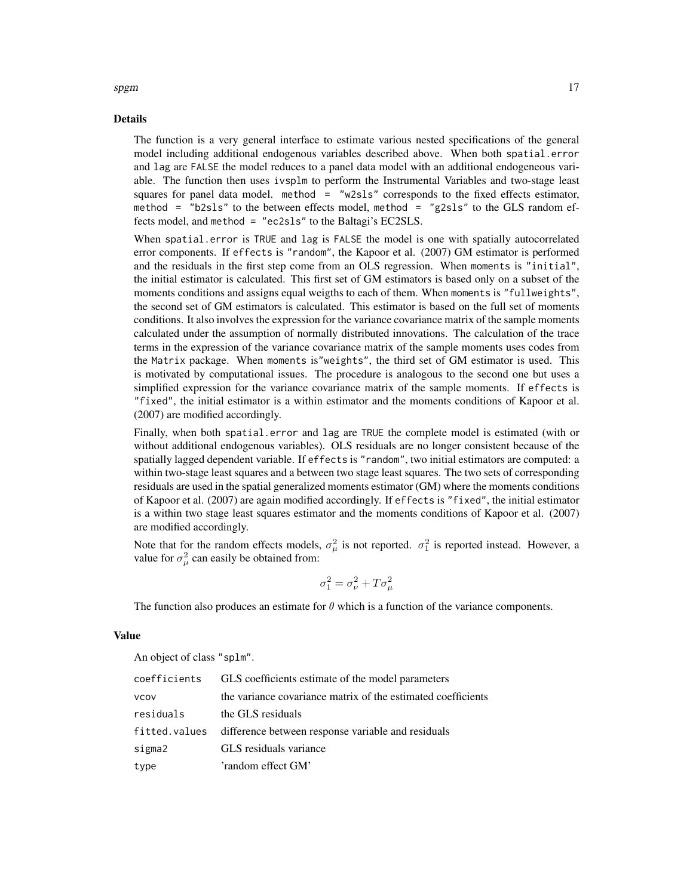### Details

The function is a very general interface to estimate various nested specifications of the general model including additional endogenous variables described above. When both `spatial.error` and `lag` are `FALSE` the model reduces to a panel data model with an additional endogeneous variable. The function then uses `ivsplm` to perform the Instrumental Variables and two-stage least squares for panel data model. `method = "w2sls"` corresponds to the fixed effects estimator, `method = "b2sls"` to the between effects model, `method = "g2sls"` to the GLS random effects model, and `method = "ec2sls"` to the Baltagi's EC2SLS.

When `spatial.error` is `TRUE` and `lag` is `FALSE` the model is one with spatially autocorrelated error components. If `effects` is `"random"`, the Kapoor et al. (2007) GM estimator is performed and the residuals in the first step come from an OLS regression. When `moments` is `"initial"`, the initial estimator is calculated. This first set of GM estimators is based only on a subset of the moments conditions and assigns equal weigths to each of them. When `moments` is `"fullweights"`, the second set of GM estimators is calculated. This estimator is based on the full set of moments conditions. It also involves the expression for the variance covariance matrix of the sample moments calculated under the assumption of normally distributed innovations. The calculation of the trace terms in the expression of the variance covariance matrix of the sample moments uses codes from the `Matrix` package. When `moments` is`"weights"`, the third set of GM estimator is used. This is motivated by computational issues. The procedure is analogous to the second one but uses a simplified expression for the variance covariance matrix of the sample moments. If `effects` is `"fixed"`, the initial estimator is a within estimator and the moments conditions of Kapoor et al. (2007) are modified accordingly.

Finally, when both `spatial.error` and `lag` are `TRUE` the complete model is estimated (with or without additional endogenous variables). OLS residuals are no longer consistent because of the spatially lagged dependent variable. If `effects` is `"random"`, two initial estimators are computed: a within two-stage least squares and a between two stage least squares. The two sets of corresponding residuals are used in the spatial generalized moments estimator (GM) where the moments conditions of Kapoor et al. (2007) are again modified accordingly. If `effects` is `"fixed"`, the initial estimator is a within two stage least squares estimator and the moments conditions of Kapoor et al. (2007) are modified accordingly.

Note that for the random effects models, $\sigma^2_\mu$ is not reported. $\sigma^2_1$ is reported instead. However, a value for $\sigma^2_\mu$ can easily be obtained from:

$$\sigma^2_1 = \sigma^2_\nu + T\sigma^2_\mu$$

The function also produces an estimate for $\theta$ which is a function of the variance components.

### Value

An object of class `"splm"`.

| | |
|---|---|
| `coefficients` | GLS coefficients estimate of the model parameters |
| `vcov` | the variance covariance matrix of the estimated coefficients |
| `residuals` | the GLS residuals |
| `fitted.values` | difference between response variable and residuals |
| `sigma2` | GLS residuals variance |
| `type` | 'random effect GM' |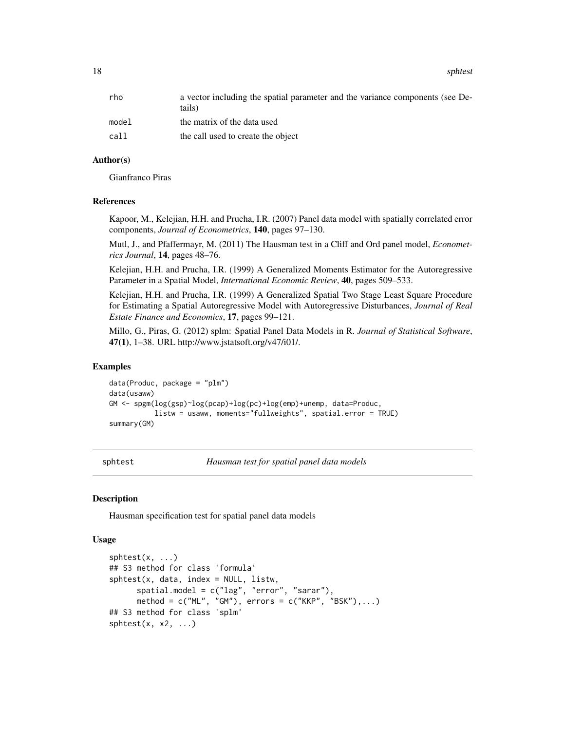| | |
|---|---|
| rho | a vector including the spatial parameter and the variance components (see Details) |
| model | the matrix of the data used |
| call | the call used to create the object |

### Author(s)

Gianfranco Piras

### References

Kapoor, M., Kelejian, H.H. and Prucha, I.R. (2007) Panel data model with spatially correlated error components, *Journal of Econometrics*, **140**, pages 97–130.

Mutl, J., and Pfaffermayr, M. (2011) The Hausman test in a Cliff and Ord panel model, *Econometrics Journal*, **14**, pages 48–76.

Kelejian, H.H. and Prucha, I.R. (1999) A Generalized Moments Estimator for the Autoregressive Parameter in a Spatial Model, *International Economic Review*, **40**, pages 509–533.

Kelejian, H.H. and Prucha, I.R. (1999) A Generalized Spatial Two Stage Least Square Procedure for Estimating a Spatial Autoregressive Model with Autoregressive Disturbances, *Journal of Real Estate Finance and Economics*, **17**, pages 99–121.

Millo, G., Piras, G. (2012) splm: Spatial Panel Data Models in R. *Journal of Statistical Software*, **47(1)**, 1–38. URL http://www.jstatsoft.org/v47/i01/.

### Examples

```
data(Produc, package = "plm")
data(usaww)
GM <- spgm(log(gsp)~log(pcap)+log(pc)+log(emp)+unemp, data=Produc,
          listw = usaww, moments="fullweights", spatial.error = TRUE)
summary(GM)
```

---

## sphtest — *Hausman test for spatial panel data models*

### Description

Hausman specification test for spatial panel data models

### Usage

```
sphtest(x, ...)
## S3 method for class 'formula'
sphtest(x, data, index = NULL, listw,
      spatial.model = c("lag", "error", "sarar"),
      method = c("ML", "GM"), errors = c("KKP", "BSK"),...)
## S3 method for class 'splm'
sphtest(x, x2, ...)
```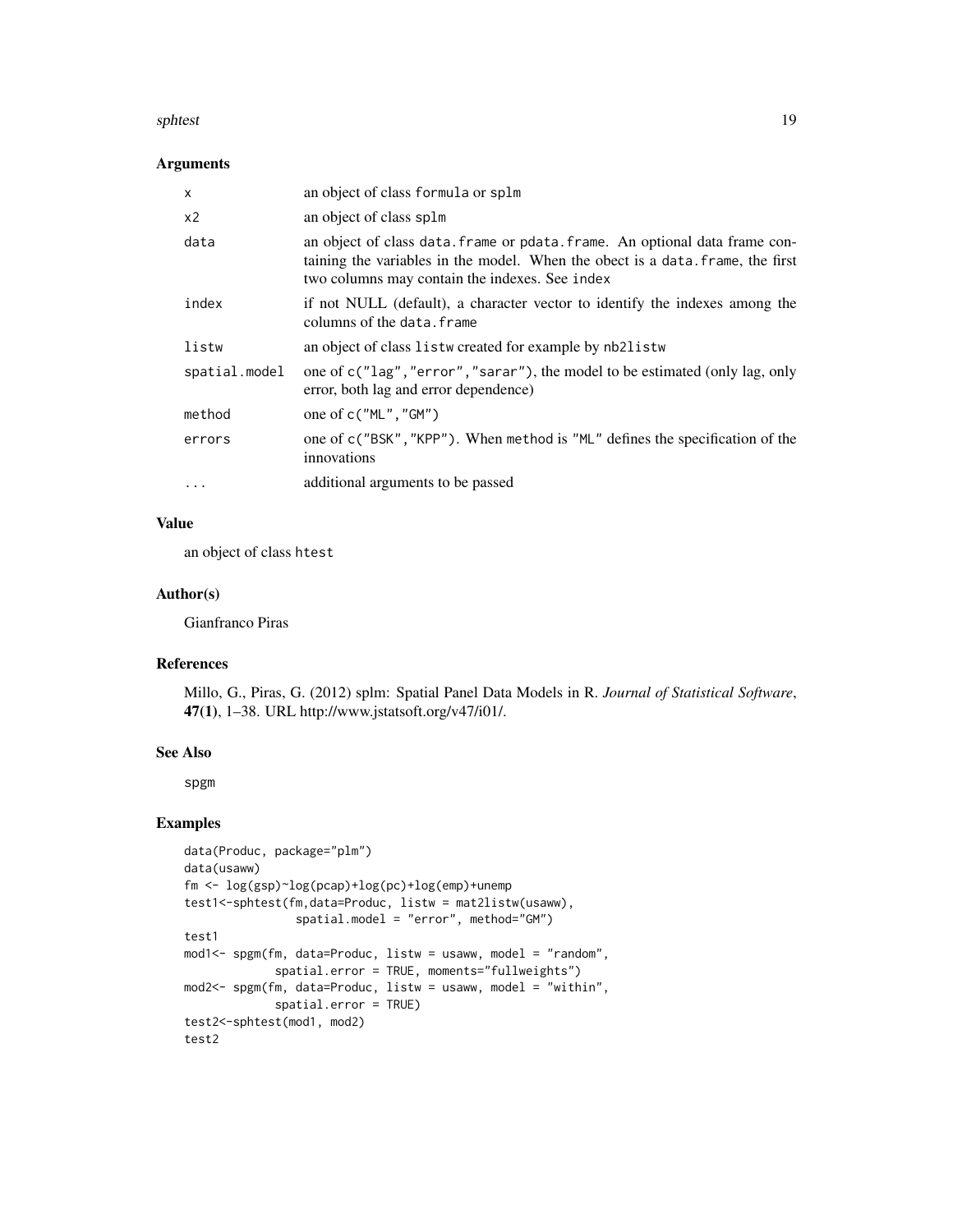### Arguments

| | |
|---|---|
| x | an object of class formula or splm |
| x2 | an object of class splm |
| data | an object of class data.frame or pdata.frame. An optional data frame containing the variables in the model. When the obect is a data.frame, the first two columns may contain the indexes. See index |
| index | if not NULL (default), a character vector to identify the indexes among the columns of the data.frame |
| listw | an object of class listw created for example by nb2listw |
| spatial.model | one of c("lag","error","sarar"), the model to be estimated (only lag, only error, both lag and error dependence) |
| method | one of c("ML","GM") |
| errors | one of c("BSK","KPP"). When method is "ML" defines the specification of the innovations |
| ... | additional arguments to be passed |

### Value

an object of class htest

### Author(s)

Gianfranco Piras

### References

Millo, G., Piras, G. (2012) splm: Spatial Panel Data Models in R. *Journal of Statistical Software*, **47(1)**, 1–38. URL http://www.jstatsoft.org/v47/i01/.

### See Also

spgm

### Examples

```
data(Produc, package="plm")
data(usaww)
fm <- log(gsp)~log(pcap)+log(pc)+log(emp)+unemp
test1<-sphtest(fm,data=Produc, listw = mat2listw(usaww),
               spatial.model = "error", method="GM")
test1
mod1<- spgm(fm, data=Produc, listw = usaww, model = "random",
            spatial.error = TRUE, moments="fullweights")
mod2<- spgm(fm, data=Produc, listw = usaww, model = "within",
            spatial.error = TRUE)
test2<-sphtest(mod1, mod2)
test2
```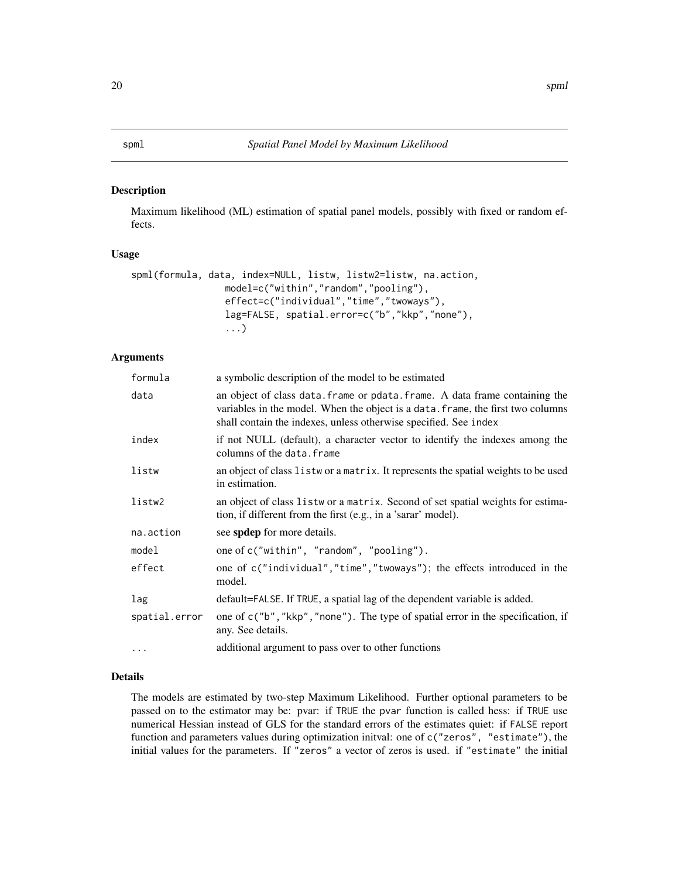spml *Spatial Panel Model by Maximum Likelihood*

## Description

Maximum likelihood (ML) estimation of spatial panel models, possibly with fixed or random effects.

## Usage

```
spml(formula, data, index=NULL, listw, listw2=listw, na.action,
                model=c("within","random","pooling"),
                effect=c("individual","time","twoways"),
                lag=FALSE, spatial.error=c("b","kkp","none"),
                ...)
```

## Arguments

| | |
|---|---|
| `formula` | a symbolic description of the model to be estimated |
| `data` | an object of class `data.frame` or `pdata.frame`. A data frame containing the variables in the model. When the object is a `data.frame`, the first two columns shall contain the indexes, unless otherwise specified. See `index` |
| `index` | if not NULL (default), a character vector to identify the indexes among the columns of the `data.frame` |
| `listw` | an object of class `listw` or a `matrix`. It represents the spatial weights to be used in estimation. |
| `listw2` | an object of class `listw` or a `matrix`. Second of set spatial weights for estimation, if different from the first (e.g., in a 'sarar' model). |
| `na.action` | see **spdep** for more details. |
| `model` | one of `c("within", "random", "pooling")`. |
| `effect` | one of `c("individual","time","twoways")`; the effects introduced in the model. |
| `lag` | default=`FALSE`. If `TRUE`, a spatial lag of the dependent variable is added. |
| `spatial.error` | one of `c("b","kkp","none")`. The type of spatial error in the specification, if any. See details. |
| `...` | additional argument to pass over to other functions |

## Details

The models are estimated by two-step Maximum Likelihood. Further optional parameters to be passed on to the estimator may be: pvar: if `TRUE` the pvar function is called hess: if `TRUE` use numerical Hessian instead of GLS for the standard errors of the estimates quiet: if `FALSE` report function and parameters values during optimization initval: one of `c("zeros", "estimate")`, the initial values for the parameters. If `"zeros"` a vector of zeros is used. if `"estimate"` the initial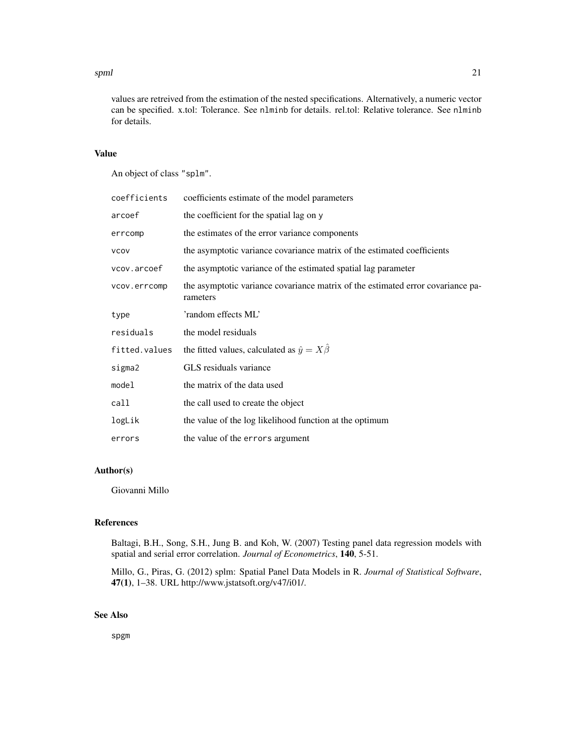values are retreived from the estimation of the nested specifications. Alternatively, a numeric vector can be specified. x.tol: Tolerance. See `nlminb` for details. rel.tol: Relative tolerance. See `nlminb` for details.

## Value

An object of class "splm".

| | |
|---|---|
| `coefficients` | coefficients estimate of the model parameters |
| `arcoef` | the coefficient for the spatial lag on `y` |
| `errcomp` | the estimates of the error variance components |
| `vcov` | the asymptotic variance covariance matrix of the estimated coefficients |
| `vcov.arcoef` | the asymptotic variance of the estimated spatial lag parameter |
| `vcov.errcomp` | the asymptotic variance covariance matrix of the estimated error covariance parameters |
| `type` | 'random effects ML' |
| `residuals` | the model residuals |
| `fitted.values` | the fitted values, calculated as $\hat{y} = X\hat{\beta}$ |
| `sigma2` | GLS residuals variance |
| `model` | the matrix of the data used |
| `call` | the call used to create the object |
| `logLik` | the value of the log likelihood function at the optimum |
| `errors` | the value of the `errors` argument |

## Author(s)

Giovanni Millo

## References

Baltagi, B.H., Song, S.H., Jung B. and Koh, W. (2007) Testing panel data regression models with spatial and serial error correlation. *Journal of Econometrics*, **140**, 5-51.

Millo, G., Piras, G. (2012) splm: Spatial Panel Data Models in R. *Journal of Statistical Software*, **47(1)**, 1–38. URL http://www.jstatsoft.org/v47/i01/.

## See Also

`spgm`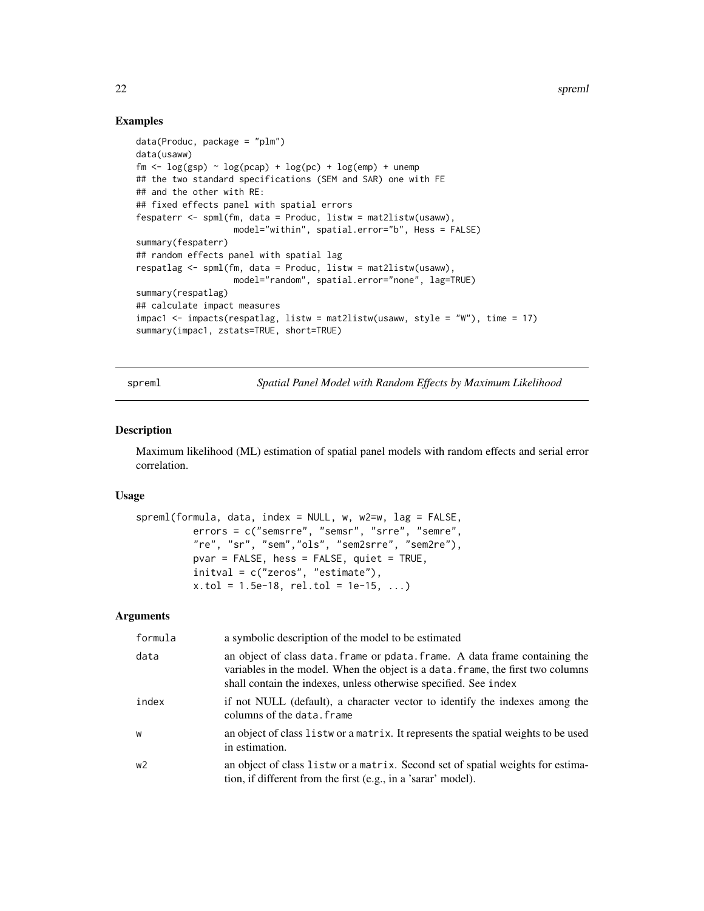## Examples

```
data(Produc, package = "plm")
data(usaww)
fm <- log(gsp) ~ log(pcap) + log(pc) + log(emp) + unemp
## the two standard specifications (SEM and SAR) one with FE
## and the other with RE:
## fixed effects panel with spatial errors
fespaterr <- spml(fm, data = Produc, listw = mat2listw(usaww),
                   model="within", spatial.error="b", Hess = FALSE)
summary(fespaterr)
## random effects panel with spatial lag
respatlag <- spml(fm, data = Produc, listw = mat2listw(usaww),
                   model="random", spatial.error="none", lag=TRUE)
summary(respatlag)
## calculate impact measures
impac1 <- impacts(respatlag, listw = mat2listw(usaww, style = "W"), time = 17)
summary(impac1, zstats=TRUE, short=TRUE)
```

---

# spreml — *Spatial Panel Model with Random Effects by Maximum Likelihood*

## Description

Maximum likelihood (ML) estimation of spatial panel models with random effects and serial error correlation.

## Usage

```
spreml(formula, data, index = NULL, w, w2=w, lag = FALSE,
         errors = c("semsrre", "semsr", "srre", "semre",
         "re", "sr", "sem","ols", "sem2srre", "sem2re"),
         pvar = FALSE, hess = FALSE, quiet = TRUE,
         initval = c("zeros", "estimate"),
         x.tol = 1.5e-18, rel.tol = 1e-15, ...)
```

## Arguments

| | |
|---|---|
| formula | a symbolic description of the model to be estimated |
| data | an object of class data.frame or pdata.frame. A data frame containing the variables in the model. When the object is a data.frame, the first two columns shall contain the indexes, unless otherwise specified. See index |
| index | if not NULL (default), a character vector to identify the indexes among the columns of the data.frame |
| w | an object of class listw or a matrix. It represents the spatial weights to be used in estimation. |
| w2 | an object of class listw or a matrix. Second set of spatial weights for estimation, if different from the first (e.g., in a 'sarar' model). |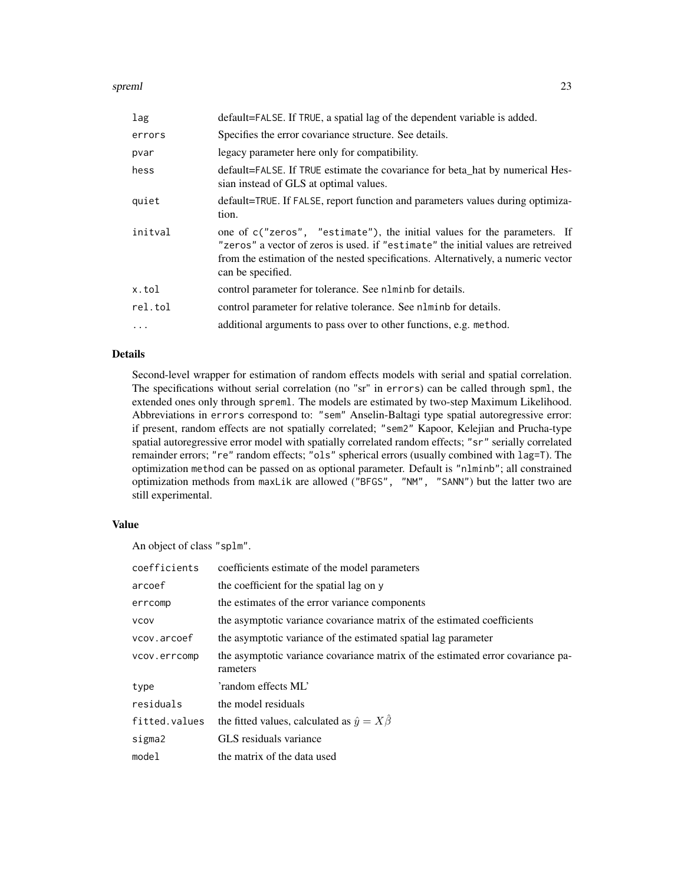| | |
|---|---|
| lag | default=FALSE. If TRUE, a spatial lag of the dependent variable is added. |
| errors | Specifies the error covariance structure. See details. |
| pvar | legacy parameter here only for compatibility. |
| hess | default=FALSE. If TRUE estimate the covariance for beta_hat by numerical Hessian instead of GLS at optimal values. |
| quiet | default=TRUE. If FALSE, report function and parameters values during optimization. |
| initval | one of c("zeros", "estimate"), the initial values for the parameters. If "zeros" a vector of zeros is used. if "estimate" the initial values are retreived from the estimation of the nested specifications. Alternatively, a numeric vector can be specified. |
| x.tol | control parameter for tolerance. See nlminb for details. |
| rel.tol | control parameter for relative tolerance. See nlminb for details. |
| ... | additional arguments to pass over to other functions, e.g. method. |

## Details

Second-level wrapper for estimation of random effects models with serial and spatial correlation. The specifications without serial correlation (no "sr" in errors) can be called through spml, the extended ones only through spreml. The models are estimated by two-step Maximum Likelihood. Abbreviations in errors correspond to: "sem" Anselin-Baltagi type spatial autoregressive error: if present, random effects are not spatially correlated; "sem2" Kapoor, Kelejian and Prucha-type spatial autoregressive error model with spatially correlated random effects; "sr" serially correlated remainder errors; "re" random effects; "ols" spherical errors (usually combined with lag=T). The optimization method can be passed on as optional parameter. Default is "nlminb"; all constrained optimization methods from maxLik are allowed ("BFGS", "NM", "SANN") but the latter two are still experimental.

## Value

An object of class "splm".

| | |
|---|---|
| coefficients | coefficients estimate of the model parameters |
| arcoef | the coefficient for the spatial lag on y |
| errcomp | the estimates of the error variance components |
| vcov | the asymptotic variance covariance matrix of the estimated coefficients |
| vcov.arcoef | the asymptotic variance of the estimated spatial lag parameter |
| vcov.errcomp | the asymptotic variance covariance matrix of the estimated error covariance parameters |
| type | 'random effects ML' |
| residuals | the model residuals |
| fitted.values | the fitted values, calculated as $\hat{y} = X\hat{\beta}$ |
| sigma2 | GLS residuals variance |
| model | the matrix of the data used |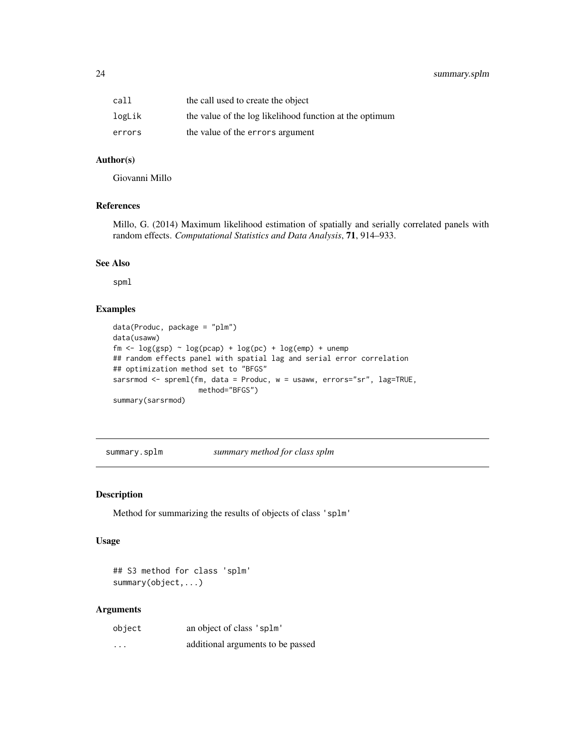| | |
|---|---|
| `call` | the call used to create the object |
| `logLik` | the value of the log likelihood function at the optimum |
| `errors` | the value of the `errors` argument |

### Author(s)

Giovanni Millo

### References

Millo, G. (2014) Maximum likelihood estimation of spatially and serially correlated panels with random effects. *Computational Statistics and Data Analysis*, **71**, 914–933.

### See Also

`spml`

### Examples

```
data(Produc, package = "plm")
data(usaww)
fm <- log(gsp) ~ log(pcap) + log(pc) + log(emp) + unemp
## random effects panel with spatial lag and serial error correlation
## optimization method set to "BFGS"
sarsrmod <- spreml(fm, data = Produc, w = usaww, errors="sr", lag=TRUE,
                    method="BFGS")
summary(sarsrmod)
```

---

## `summary.splm` *summary method for class splm*

---

### Description

Method for summarizing the results of objects of class `'splm'`

### Usage

```
## S3 method for class 'splm'
summary(object,...)
```

### Arguments

| | |
|---|---|
| `object` | an object of class `'splm'` |
| `...` | additional arguments to be passed |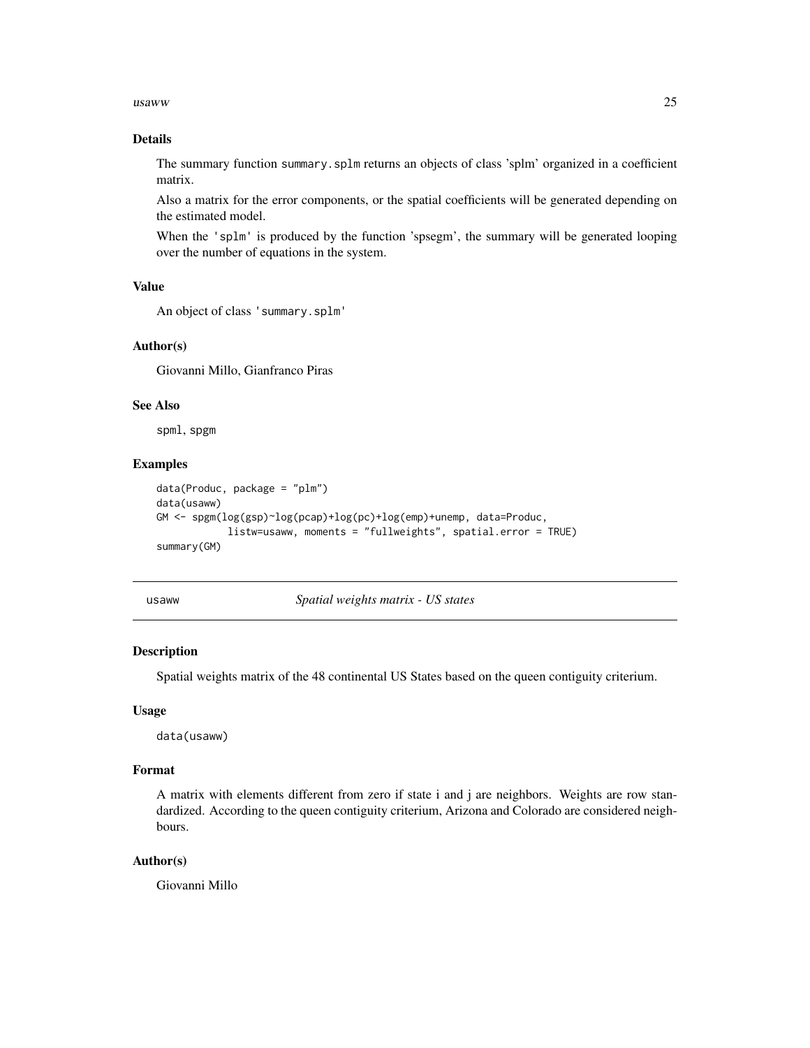### Details

The summary function `summary.splm` returns an objects of class 'splm' organized in a coefficient matrix.

Also a matrix for the error components, or the spatial coefficients will be generated depending on the estimated model.

When the `'splm'` is produced by the function 'spsegm', the summary will be generated looping over the number of equations in the system.

### Value

An object of class `'summary.splm'`

### Author(s)

Giovanni Millo, Gianfranco Piras

### See Also

`spml`, `spgm`

### Examples

```
data(Produc, package = "plm")
data(usaww)
GM <- spgm(log(gsp)~log(pcap)+log(pc)+log(emp)+unemp, data=Produc,
            listw=usaww, moments = "fullweights", spatial.error = TRUE)
summary(GM)
```

---

## usaww — *Spatial weights matrix - US states*

### Description

Spatial weights matrix of the 48 continental US States based on the queen contiguity criterium.

### Usage

```
data(usaww)
```

### Format

A matrix with elements different from zero if state i and j are neighbors. Weights are row standardized. According to the queen contiguity criterium, Arizona and Colorado are considered neighbours.

### Author(s)

Giovanni Millo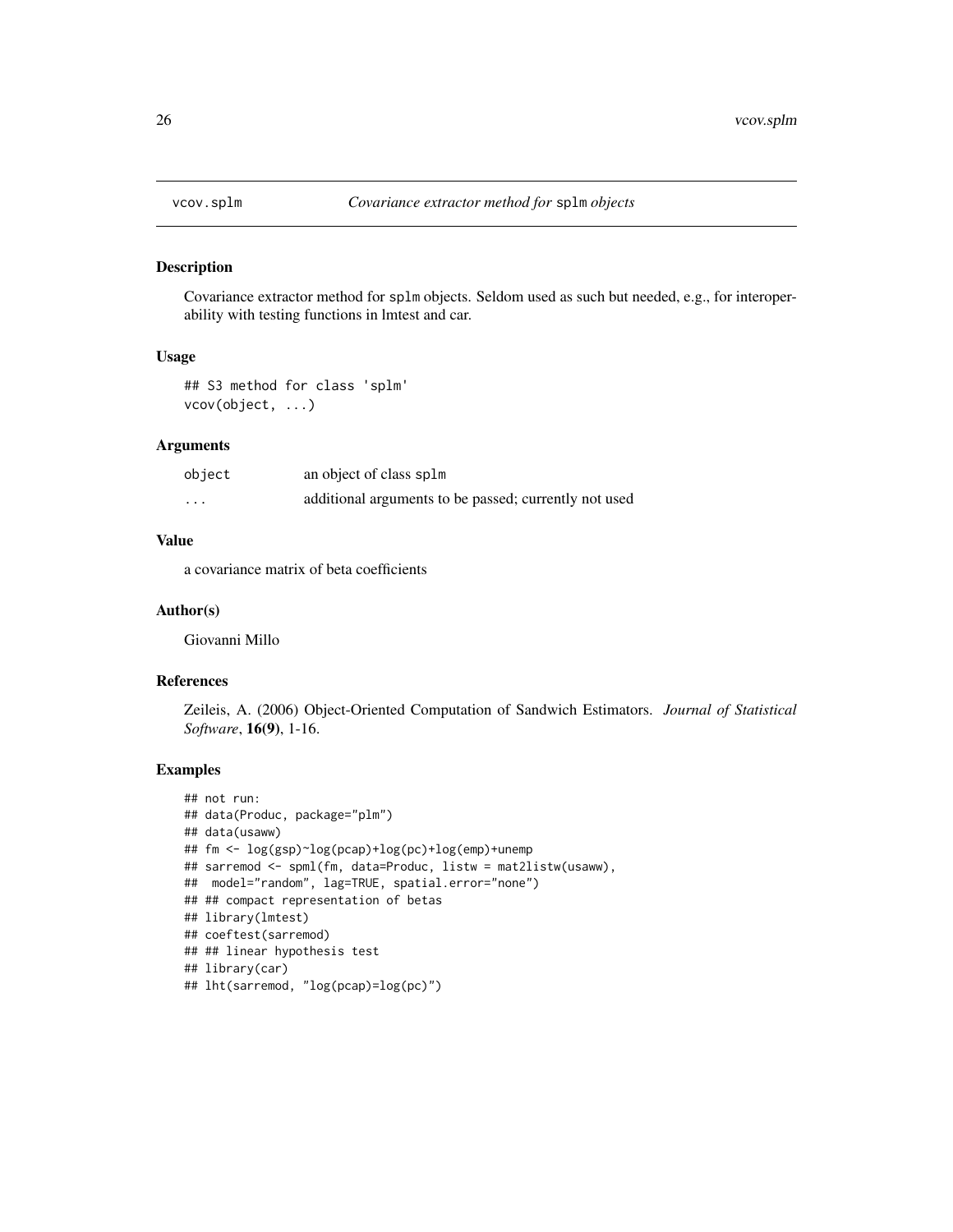# vcov.splm — *Covariance extractor method for* splm *objects*

## Description

Covariance extractor method for splm objects. Seldom used as such but needed, e.g., for interoperability with testing functions in lmtest and car.

## Usage

```
## S3 method for class 'splm'
vcov(object, ...)
```

## Arguments

| | |
|---|---|
| object | an object of class splm |
| ... | additional arguments to be passed; currently not used |

## Value

a covariance matrix of beta coefficients

## Author(s)

Giovanni Millo

## References

Zeileis, A. (2006) Object-Oriented Computation of Sandwich Estimators. *Journal of Statistical Software*, **16(9)**, 1-16.

## Examples

```
## not run:
## data(Produc, package="plm")
## data(usaww)
## fm <- log(gsp)~log(pcap)+log(pc)+log(emp)+unemp
## sarremod <- spml(fm, data=Produc, listw = mat2listw(usaww),
##  model="random", lag=TRUE, spatial.error="none")
## ## compact representation of betas
## library(lmtest)
## coeftest(sarremod)
## ## linear hypothesis test
## library(car)
## lht(sarremod, "log(pcap)=log(pc)")
```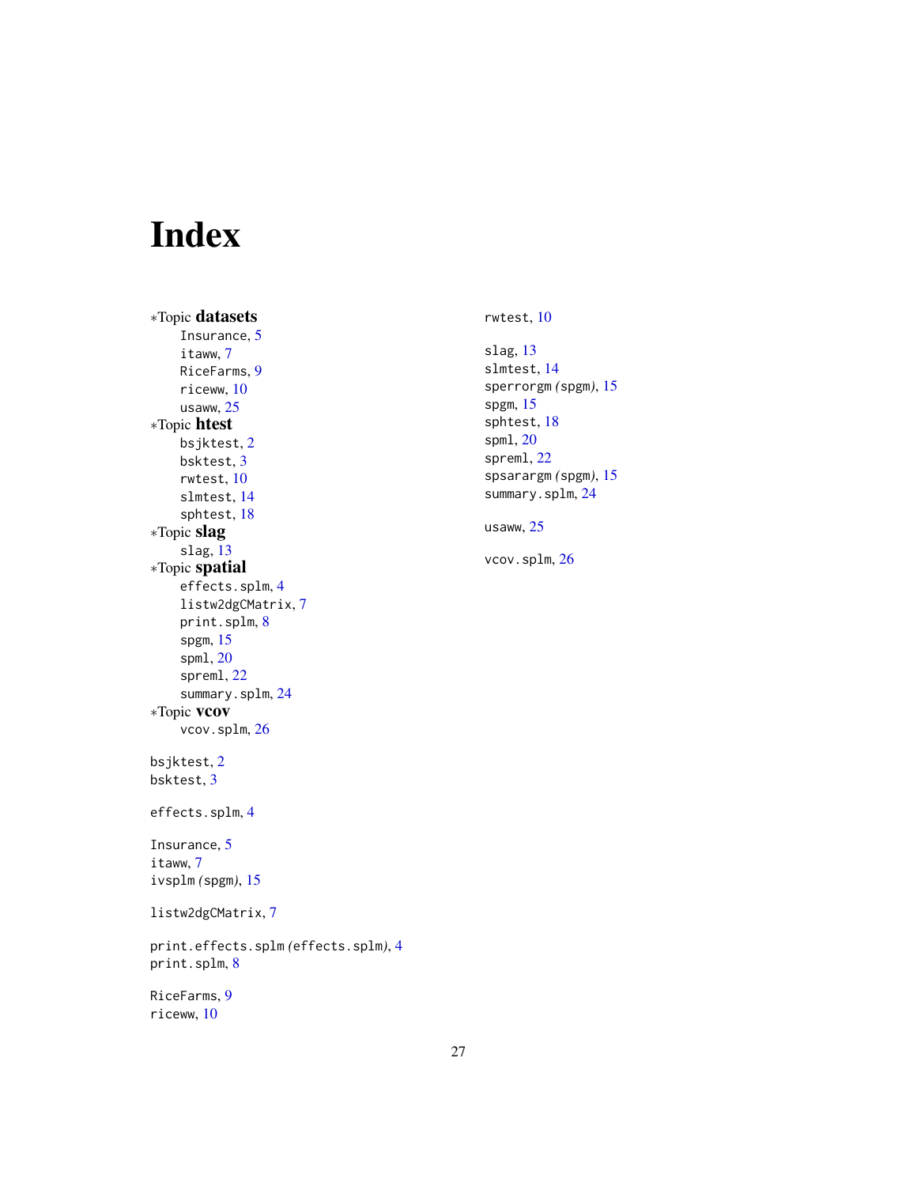# Index

*Topic **datasets**
- Insurance, 5
- itaww, 7
- RiceFarms, 9
- riceww, 10
- usaww, 25

*Topic **htest**
- bsjktest, 2
- bsktest, 3
- rwtest, 10
- slmtest, 14
- sphtest, 18

*Topic **slag**
- slag, 13

*Topic **spatial**
- effects.splm, 4
- listw2dgCMatrix, 7
- print.splm, 8
- spgm, 15
- spml, 20
- spreml, 22
- summary.splm, 24

*Topic **vcov**
- vcov.splm, 26

bsjktest, 2
bsktest, 3

effects.splm, 4

Insurance, 5
itaww, 7
ivsplm *(*spgm*)*, 15

listw2dgCMatrix, 7

print.effects.splm *(*effects.splm*)*, 4
print.splm, 8

RiceFarms, 9
riceww, 10
rwtest, 10

slag, 13
slmtest, 14
sperrorgm *(*spgm*)*, 15
spgm, 15
sphtest, 18
spml, 20
spreml, 22
spsarargm *(*spgm*)*, 15
summary.splm, 24

usaww, 25

vcov.splm, 26